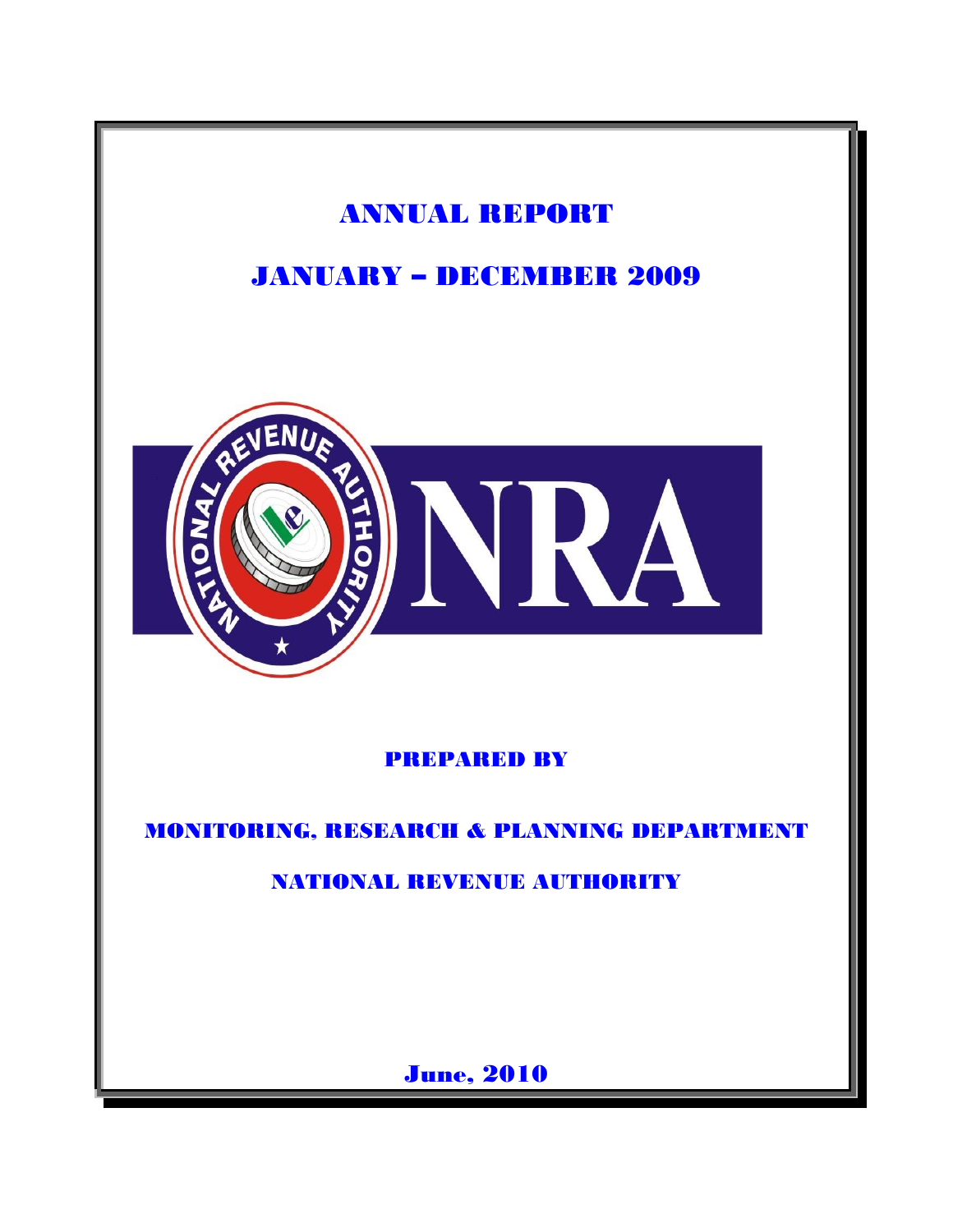# ANNUAL REPORT

## JANUARY – DECEMBER 2009

NATIONAL REVENUE AUTHORITY

NRA

**PREPARED BY**

**MONITORING, RESEARCH & PLANNING DEPARTMENT**

**NATIONAL REVENUE AUTHORITY**

**June, 2010**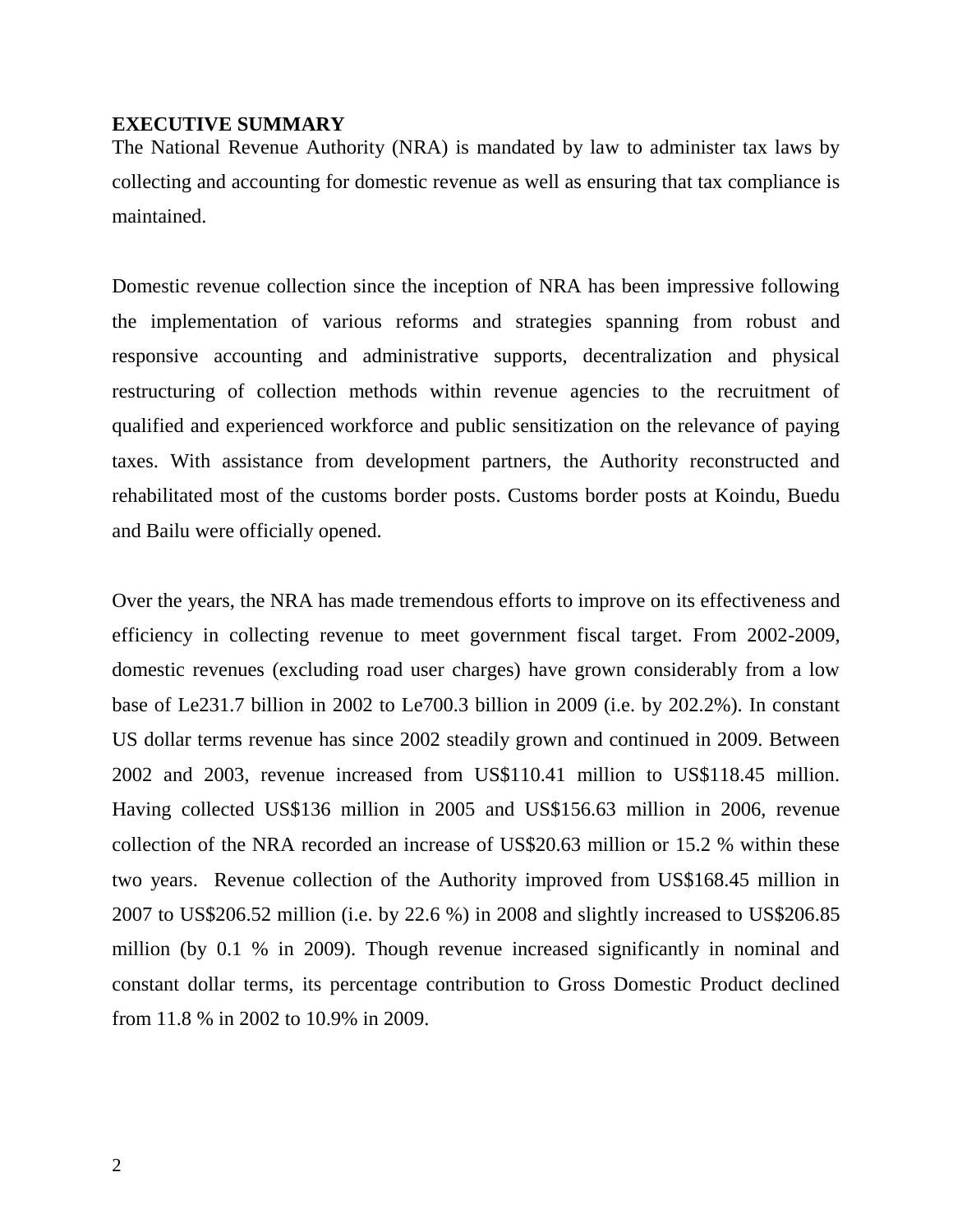**EXECUTIVE SUMMARY**

The National Revenue Authority (NRA) is mandated by law to administer tax laws by collecting and accounting for domestic revenue as well as ensuring that tax compliance is maintained.

Domestic revenue collection since the inception of NRA has been impressive following the implementation of various reforms and strategies spanning from robust and responsive accounting and administrative supports, decentralization and physical restructuring of collection methods within revenue agencies to the recruitment of qualified and experienced workforce and public sensitization on the relevance of paying taxes. With assistance from development partners, the Authority reconstructed and rehabilitated most of the customs border posts. Customs border posts at Koindu, Buedu and Bailu were officially opened.

Over the years, the NRA has made tremendous efforts to improve on its effectiveness and efficiency in collecting revenue to meet government fiscal target. From 2002-2009, domestic revenues (excluding road user charges) have grown considerably from a low base of Le231.7 billion in 2002 to Le700.3 billion in 2009 (i.e. by 202.2%). In constant US dollar terms revenue has since 2002 steadily grown and continued in 2009. Between 2002 and 2003, revenue increased from US$110.41 million to US$118.45 million. Having collected US$136 million in 2005 and US$156.63 million in 2006, revenue collection of the NRA recorded an increase of US$20.63 million or 15.2 % within these two years. Revenue collection of the Authority improved from US$168.45 million in 2007 to US$206.52 million (i.e. by 22.6 %) in 2008 and slightly increased to US$206.85 million (by 0.1 % in 2009). Though revenue increased significantly in nominal and constant dollar terms, its percentage contribution to Gross Domestic Product declined from 11.8 % in 2002 to 10.9% in 2009.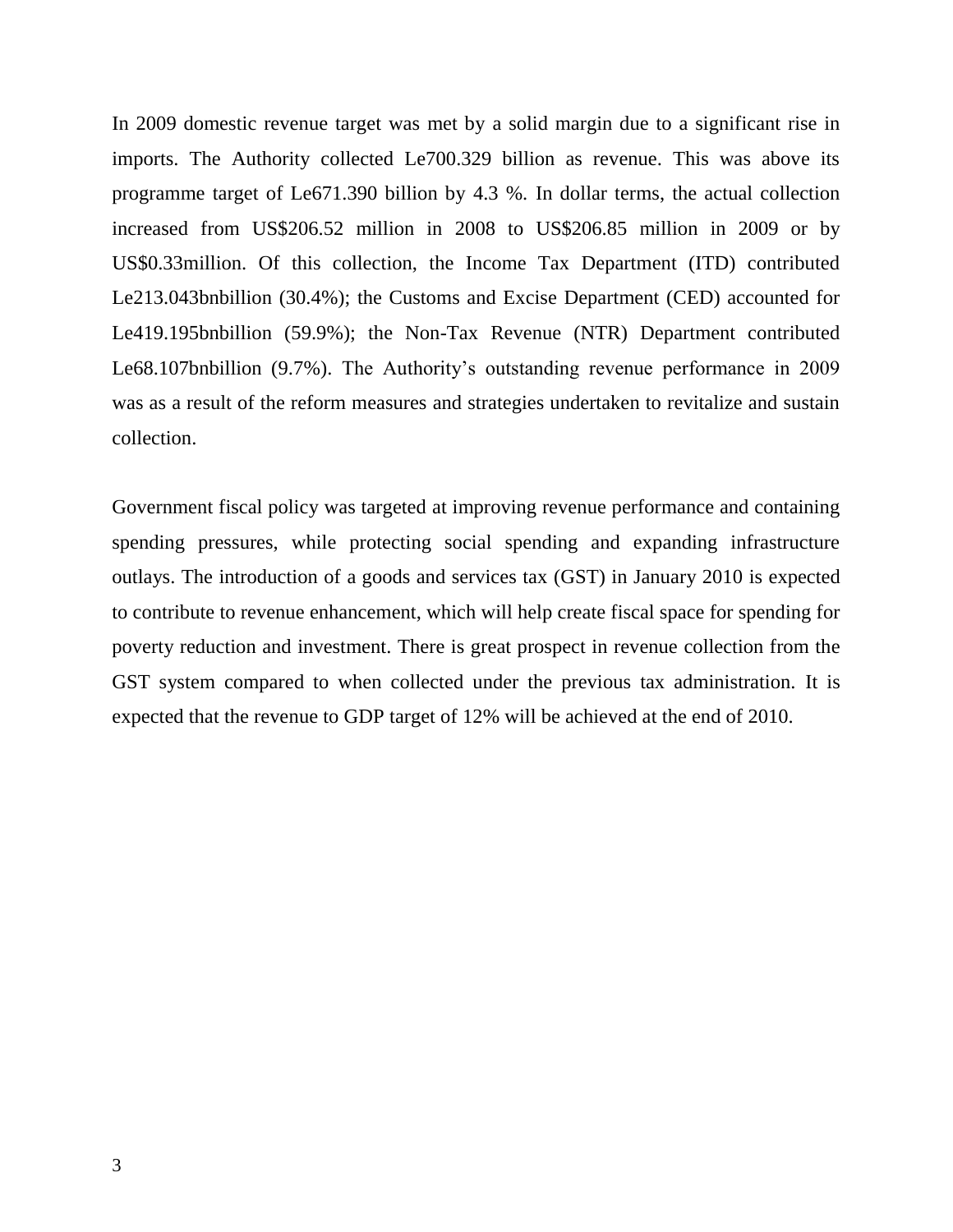In 2009 domestic revenue target was met by a solid margin due to a significant rise in imports. The Authority collected Le700.329 billion as revenue. This was above its programme target of Le671.390 billion by 4.3 %. In dollar terms, the actual collection increased from US$206.52 million in 2008 to US$206.85 million in 2009 or by US$0.33million. Of this collection, the Income Tax Department (ITD) contributed Le213.043bnbillion (30.4%); the Customs and Excise Department (CED) accounted for Le419.195bnbillion (59.9%); the Non-Tax Revenue (NTR) Department contributed Le68.107bnbillion (9.7%). The Authority's outstanding revenue performance in 2009 was as a result of the reform measures and strategies undertaken to revitalize and sustain collection.

Government fiscal policy was targeted at improving revenue performance and containing spending pressures, while protecting social spending and expanding infrastructure outlays. The introduction of a goods and services tax (GST) in January 2010 is expected to contribute to revenue enhancement, which will help create fiscal space for spending for poverty reduction and investment. There is great prospect in revenue collection from the GST system compared to when collected under the previous tax administration. It is expected that the revenue to GDP target of 12% will be achieved at the end of 2010.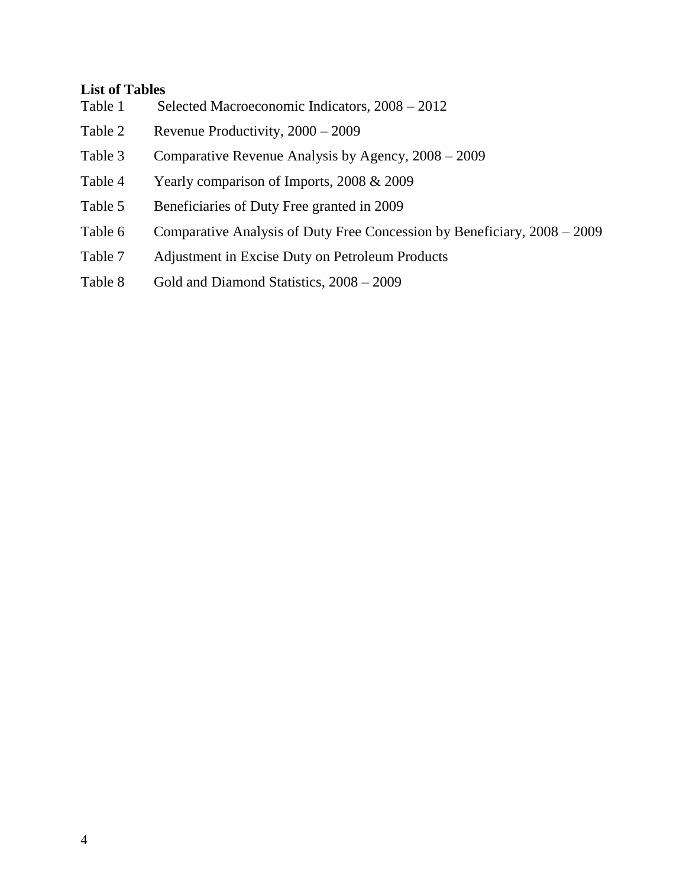**List of Tables**

| | |
|---|---|
| Table 1 | Selected Macroeconomic Indicators, 2008 – 2012 |
| Table 2 | Revenue Productivity, 2000 – 2009 |
| Table 3 | Comparative Revenue Analysis by Agency, 2008 – 2009 |
| Table 4 | Yearly comparison of Imports, 2008 & 2009 |
| Table 5 | Beneficiaries of Duty Free granted in 2009 |
| Table 6 | Comparative Analysis of Duty Free Concession by Beneficiary, 2008 – 2009 |
| Table 7 | Adjustment in Excise Duty on Petroleum Products |
| Table 8 | Gold and Diamond Statistics, 2008 – 2009 |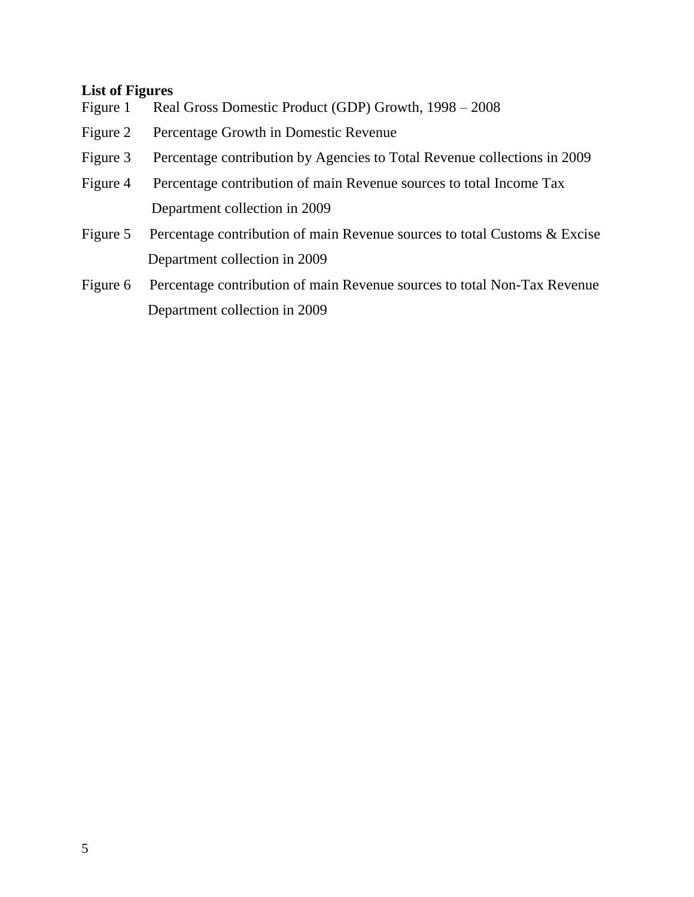**List of Figures**

Figure 1 Real Gross Domestic Product (GDP) Growth, 1998 – 2008

Figure 2 Percentage Growth in Domestic Revenue

Figure 3 Percentage contribution by Agencies to Total Revenue collections in 2009

Figure 4 Percentage contribution of main Revenue sources to total Income Tax Department collection in 2009

Figure 5 Percentage contribution of main Revenue sources to total Customs & Excise Department collection in 2009

Figure 6 Percentage contribution of main Revenue sources to total Non-Tax Revenue Department collection in 2009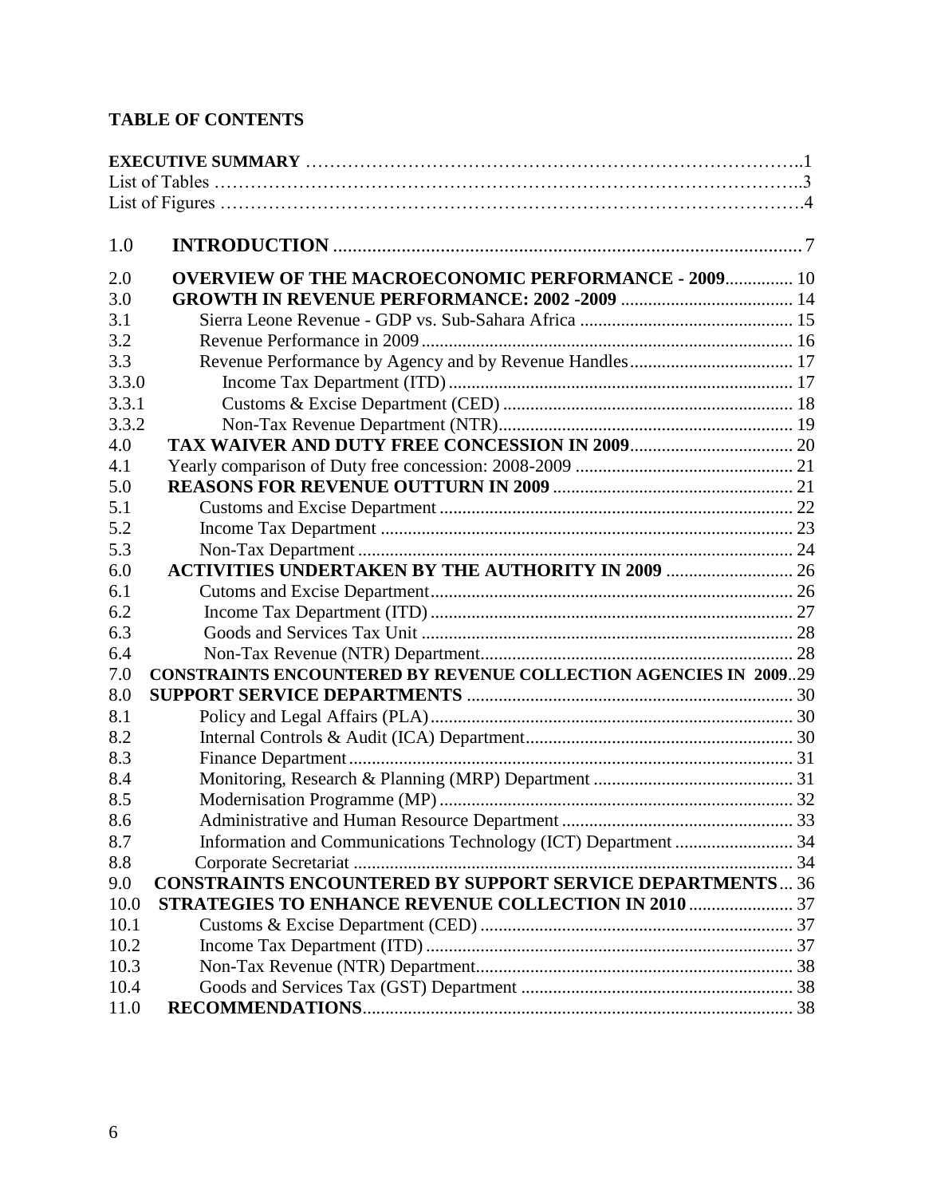# TABLE OF CONTENTS

| | | |
|---|---|---|
| **EXECUTIVE SUMMARY** | | 1 |
| List of Tables | | 3 |
| List of Figures | | 4 |
| 1.0 | **INTRODUCTION** | 7 |
| 2.0 | **OVERVIEW OF THE MACROECONOMIC PERFORMANCE - 2009** | 10 |
| 3.0 | **GROWTH IN REVENUE PERFORMANCE: 2002 -2009** | 14 |
| 3.1 | Sierra Leone Revenue - GDP vs. Sub-Sahara Africa | 15 |
| 3.2 | Revenue Performance in 2009 | 16 |
| 3.3 | Revenue Performance by Agency and by Revenue Handles | 17 |
| 3.3.0 | Income Tax Department (ITD) | 17 |
| 3.3.1 | Customs & Excise Department (CED) | 18 |
| 3.3.2 | Non-Tax Revenue Department (NTR) | 19 |
| 4.0 | **TAX WAIVER AND DUTY FREE CONCESSION IN 2009** | 20 |
| 4.1 | Yearly comparison of Duty free concession: 2008-2009 | 21 |
| 5.0 | **REASONS FOR REVENUE OUTTURN IN 2009** | 21 |
| 5.1 | Customs and Excise Department | 22 |
| 5.2 | Income Tax Department | 23 |
| 5.3 | Non-Tax Department | 24 |
| 6.0 | **ACTIVITIES UNDERTAKEN BY THE AUTHORITY IN 2009** | 26 |
| 6.1 | Cutoms and Excise Department | 26 |
| 6.2 | Income Tax Department (ITD) | 27 |
| 6.3 | Goods and Services Tax Unit | 28 |
| 6.4 | Non-Tax Revenue (NTR) Department | 28 |
| 7.0 | **CONSTRAINTS ENCOUNTERED BY REVENUE COLLECTION AGENCIES IN 2009** | 29 |
| 8.0 | **SUPPORT SERVICE DEPARTMENTS** | 30 |
| 8.1 | Policy and Legal Affairs (PLA) | 30 |
| 8.2 | Internal Controls & Audit (ICA) Department | 30 |
| 8.3 | Finance Department | 31 |
| 8.4 | Monitoring, Research & Planning (MRP) Department | 31 |
| 8.5 | Modernisation Programme (MP) | 32 |
| 8.6 | Administrative and Human Resource Department | 33 |
| 8.7 | Information and Communications Technology (ICT) Department | 34 |
| 8.8 | Corporate Secretariat | 34 |
| 9.0 | **CONSTRAINTS ENCOUNTERED BY SUPPORT SERVICE DEPARTMENTS** | 36 |
| 10.0 | **STRATEGIES TO ENHANCE REVENUE COLLECTION IN 2010** | 37 |
| 10.1 | Customs & Excise Department (CED) | 37 |
| 10.2 | Income Tax Department (ITD) | 37 |
| 10.3 | Non-Tax Revenue (NTR) Department | 38 |
| 10.4 | Goods and Services Tax (GST) Department | 38 |
| 11.0 | **RECOMMENDATIONS** | 38 |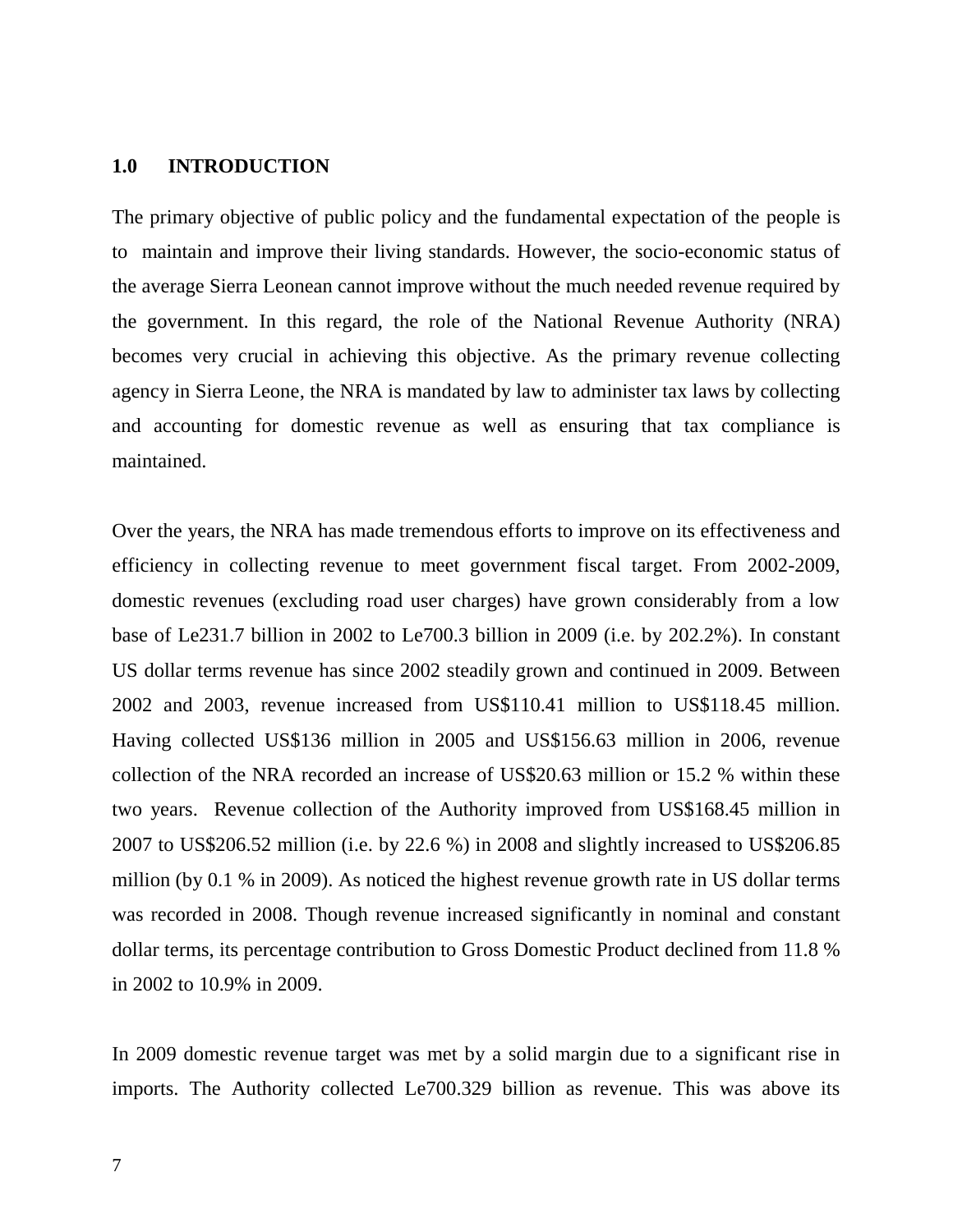## 1.0 INTRODUCTION

The primary objective of public policy and the fundamental expectation of the people is to maintain and improve their living standards. However, the socio-economic status of the average Sierra Leonean cannot improve without the much needed revenue required by the government. In this regard, the role of the National Revenue Authority (NRA) becomes very crucial in achieving this objective. As the primary revenue collecting agency in Sierra Leone, the NRA is mandated by law to administer tax laws by collecting and accounting for domestic revenue as well as ensuring that tax compliance is maintained.

Over the years, the NRA has made tremendous efforts to improve on its effectiveness and efficiency in collecting revenue to meet government fiscal target. From 2002-2009, domestic revenues (excluding road user charges) have grown considerably from a low base of Le231.7 billion in 2002 to Le700.3 billion in 2009 (i.e. by 202.2%). In constant US dollar terms revenue has since 2002 steadily grown and continued in 2009. Between 2002 and 2003, revenue increased from US$110.41 million to US$118.45 million. Having collected US$136 million in 2005 and US$156.63 million in 2006, revenue collection of the NRA recorded an increase of US$20.63 million or 15.2 % within these two years. Revenue collection of the Authority improved from US$168.45 million in 2007 to US$206.52 million (i.e. by 22.6 %) in 2008 and slightly increased to US$206.85 million (by 0.1 % in 2009). As noticed the highest revenue growth rate in US dollar terms was recorded in 2008. Though revenue increased significantly in nominal and constant dollar terms, its percentage contribution to Gross Domestic Product declined from 11.8 % in 2002 to 10.9% in 2009.

In 2009 domestic revenue target was met by a solid margin due to a significant rise in imports. The Authority collected Le700.329 billion as revenue. This was above its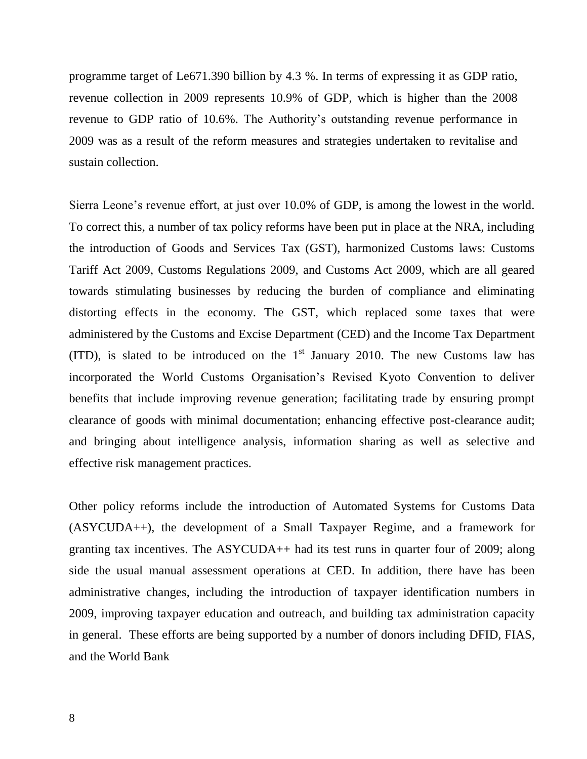programme target of Le671.390 billion by 4.3 %. In terms of expressing it as GDP ratio, revenue collection in 2009 represents 10.9% of GDP, which is higher than the 2008 revenue to GDP ratio of 10.6%. The Authority's outstanding revenue performance in 2009 was as a result of the reform measures and strategies undertaken to revitalise and sustain collection.

Sierra Leone's revenue effort, at just over 10.0% of GDP, is among the lowest in the world. To correct this, a number of tax policy reforms have been put in place at the NRA, including the introduction of Goods and Services Tax (GST), harmonized Customs laws: Customs Tariff Act 2009, Customs Regulations 2009, and Customs Act 2009, which are all geared towards stimulating businesses by reducing the burden of compliance and eliminating distorting effects in the economy. The GST, which replaced some taxes that were administered by the Customs and Excise Department (CED) and the Income Tax Department (ITD), is slated to be introduced on the 1st January 2010. The new Customs law has incorporated the World Customs Organisation's Revised Kyoto Convention to deliver benefits that include improving revenue generation; facilitating trade by ensuring prompt clearance of goods with minimal documentation; enhancing effective post-clearance audit; and bringing about intelligence analysis, information sharing as well as selective and effective risk management practices.

Other policy reforms include the introduction of Automated Systems for Customs Data (ASYCUDA++), the development of a Small Taxpayer Regime, and a framework for granting tax incentives. The ASYCUDA++ had its test runs in quarter four of 2009; along side the usual manual assessment operations at CED. In addition, there have has been administrative changes, including the introduction of taxpayer identification numbers in 2009, improving taxpayer education and outreach, and building tax administration capacity in general. These efforts are being supported by a number of donors including DFID, FIAS, and the World Bank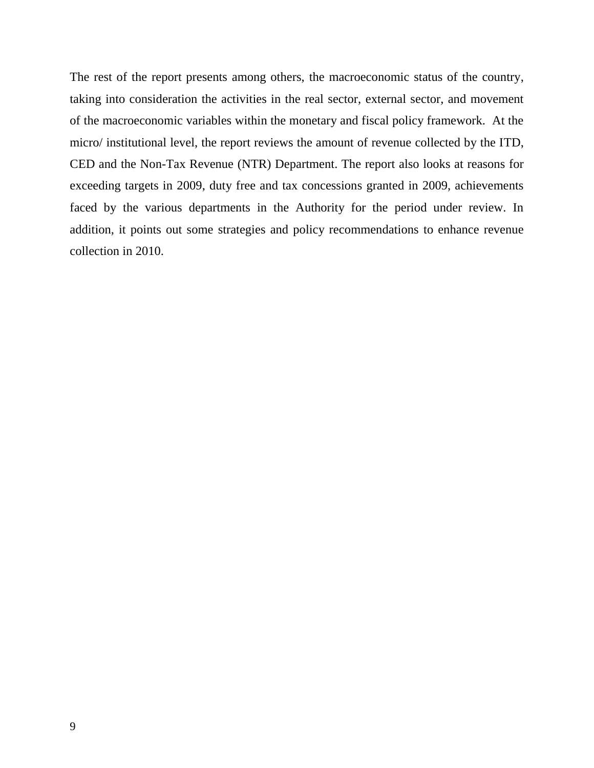The rest of the report presents among others, the macroeconomic status of the country, taking into consideration the activities in the real sector, external sector, and movement of the macroeconomic variables within the monetary and fiscal policy framework. At the micro/ institutional level, the report reviews the amount of revenue collected by the ITD, CED and the Non-Tax Revenue (NTR) Department. The report also looks at reasons for exceeding targets in 2009, duty free and tax concessions granted in 2009, achievements faced by the various departments in the Authority for the period under review. In addition, it points out some strategies and policy recommendations to enhance revenue collection in 2010.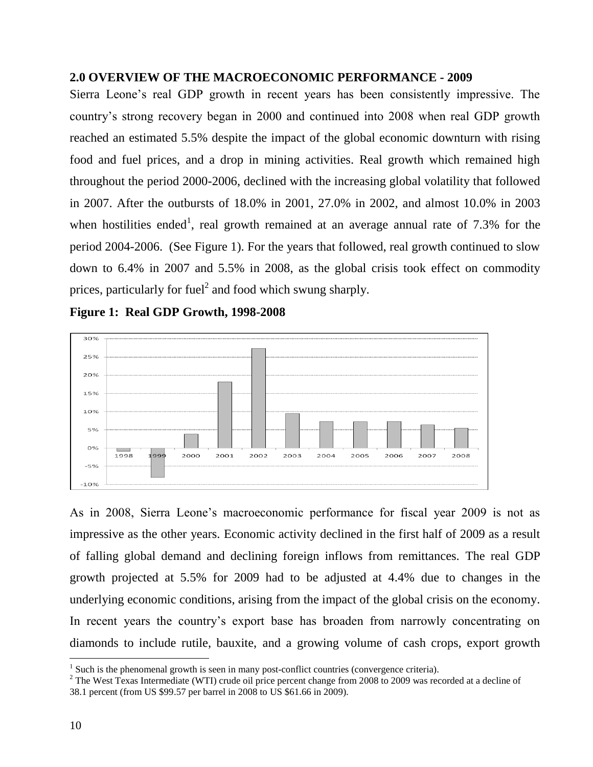## 2.0 OVERVIEW OF THE MACROECONOMIC PERFORMANCE - 2009

Sierra Leone's real GDP growth in recent years has been consistently impressive. The country's strong recovery began in 2000 and continued into 2008 when real GDP growth reached an estimated 5.5% despite the impact of the global economic downturn with rising food and fuel prices, and a drop in mining activities. Real growth which remained high throughout the period 2000-2006, declined with the increasing global volatility that followed in 2007. After the outbursts of 18.0% in 2001, 27.0% in 2002, and almost 10.0% in 2003 when hostilities ended[1], real growth remained at an average annual rate of 7.3% for the period 2004-2006. (See Figure 1). For the years that followed, real growth continued to slow down to 6.4% in 2007 and 5.5% in 2008, as the global crisis took effect on commodity prices, particularly for fuel[2] and food which swung sharply.

**Figure 1: Real GDP Growth, 1998-2008**

As in 2008, Sierra Leone's macroeconomic performance for fiscal year 2009 is not as impressive as the other years. Economic activity declined in the first half of 2009 as a result of falling global demand and declining foreign inflows from remittances. The real GDP growth projected at 5.5% for 2009 had to be adjusted at 4.4% due to changes in the underlying economic conditions, arising from the impact of the global crisis on the economy. In recent years the country's export base has broaden from narrowly concentrating on diamonds to include rutile, bauxite, and a growing volume of cash crops, export growth

---

[1] Such is the phenomenal growth is seen in many post-conflict countries (convergence criteria).

[2] The West Texas Intermediate (WTI) crude oil price percent change from 2008 to 2009 was recorded at a decline of 38.1 percent (from US $99.57 per barrel in 2008 to US $61.66 in 2009).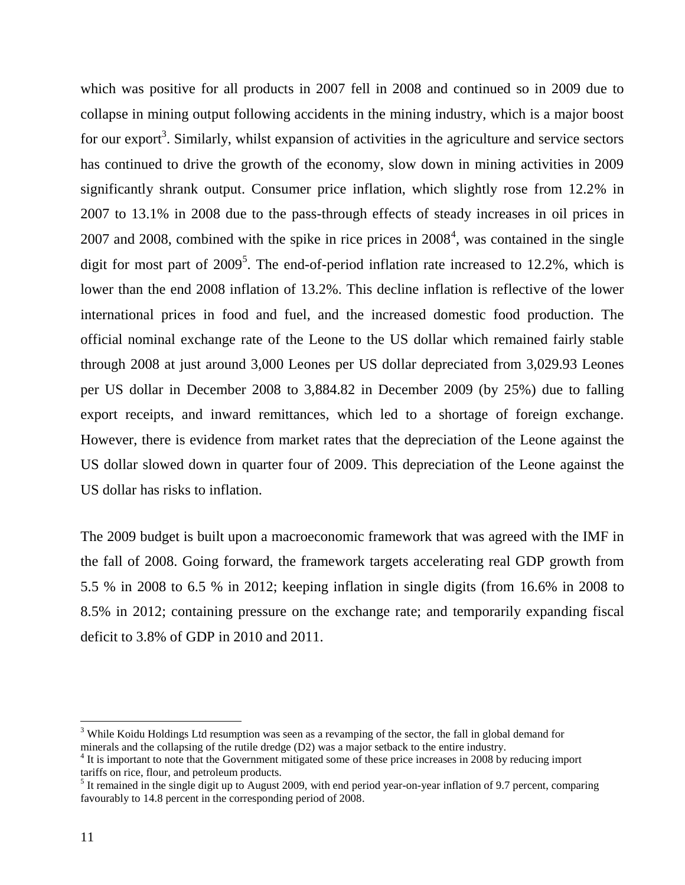which was positive for all products in 2007 fell in 2008 and continued so in 2009 due to collapse in mining output following accidents in the mining industry, which is a major boost for our export[3]. Similarly, whilst expansion of activities in the agriculture and service sectors has continued to drive the growth of the economy, slow down in mining activities in 2009 significantly shrank output. Consumer price inflation, which slightly rose from 12.2% in 2007 to 13.1% in 2008 due to the pass-through effects of steady increases in oil prices in 2007 and 2008, combined with the spike in rice prices in 2008[4], was contained in the single digit for most part of 2009[5]. The end-of-period inflation rate increased to 12.2%, which is lower than the end 2008 inflation of 13.2%. This decline inflation is reflective of the lower international prices in food and fuel, and the increased domestic food production. The official nominal exchange rate of the Leone to the US dollar which remained fairly stable through 2008 at just around 3,000 Leones per US dollar depreciated from 3,029.93 Leones per US dollar in December 2008 to 3,884.82 in December 2009 (by 25%) due to falling export receipts, and inward remittances, which led to a shortage of foreign exchange. However, there is evidence from market rates that the depreciation of the Leone against the US dollar slowed down in quarter four of 2009. This depreciation of the Leone against the US dollar has risks to inflation.

The 2009 budget is built upon a macroeconomic framework that was agreed with the IMF in the fall of 2008. Going forward, the framework targets accelerating real GDP growth from 5.5 % in 2008 to 6.5 % in 2012; keeping inflation in single digits (from 16.6% in 2008 to 8.5% in 2012; containing pressure on the exchange rate; and temporarily expanding fiscal deficit to 3.8% of GDP in 2010 and 2011.

[3] While Koidu Holdings Ltd resumption was seen as a revamping of the sector, the fall in global demand for minerals and the collapsing of the rutile dredge (D2) was a major setback to the entire industry.

[4] It is important to note that the Government mitigated some of these price increases in 2008 by reducing import tariffs on rice, flour, and petroleum products.

[5] It remained in the single digit up to August 2009, with end period year-on-year inflation of 9.7 percent, comparing favourably to 14.8 percent in the corresponding period of 2008.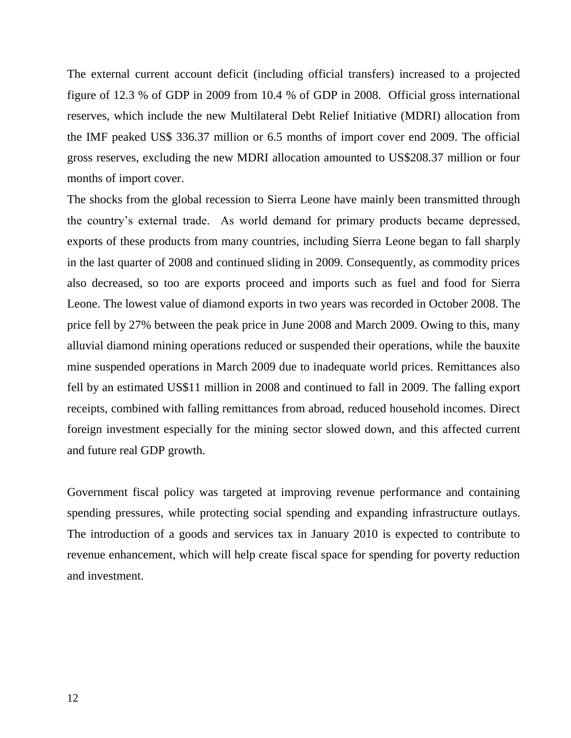The external current account deficit (including official transfers) increased to a projected figure of 12.3 % of GDP in 2009 from 10.4 % of GDP in 2008. Official gross international reserves, which include the new Multilateral Debt Relief Initiative (MDRI) allocation from the IMF peaked US$ 336.37 million or 6.5 months of import cover end 2009. The official gross reserves, excluding the new MDRI allocation amounted to US$208.37 million or four months of import cover.

The shocks from the global recession to Sierra Leone have mainly been transmitted through the country's external trade. As world demand for primary products became depressed, exports of these products from many countries, including Sierra Leone began to fall sharply in the last quarter of 2008 and continued sliding in 2009. Consequently, as commodity prices also decreased, so too are exports proceed and imports such as fuel and food for Sierra Leone. The lowest value of diamond exports in two years was recorded in October 2008. The price fell by 27% between the peak price in June 2008 and March 2009. Owing to this, many alluvial diamond mining operations reduced or suspended their operations, while the bauxite mine suspended operations in March 2009 due to inadequate world prices. Remittances also fell by an estimated US$11 million in 2008 and continued to fall in 2009. The falling export receipts, combined with falling remittances from abroad, reduced household incomes. Direct foreign investment especially for the mining sector slowed down, and this affected current and future real GDP growth.

Government fiscal policy was targeted at improving revenue performance and containing spending pressures, while protecting social spending and expanding infrastructure outlays. The introduction of a goods and services tax in January 2010 is expected to contribute to revenue enhancement, which will help create fiscal space for spending for poverty reduction and investment.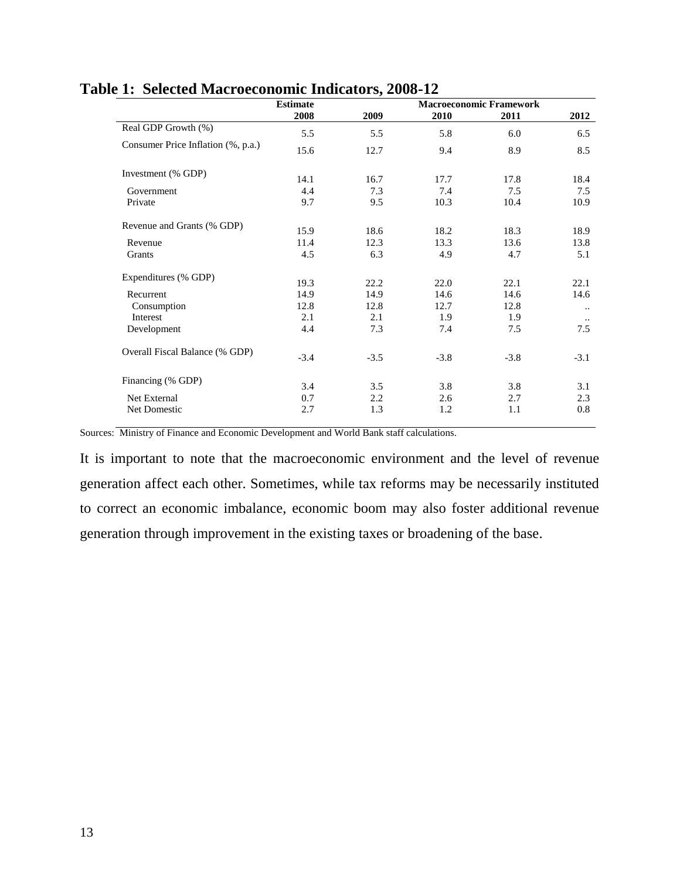**Table 1: Selected Macroeconomic Indicators, 2008-12**

| | Estimate | Macroeconomic Framework | | | |
|---|---|---|---|---|---|
| | 2008 | 2009 | 2010 | 2011 | 2012 |
| Real GDP Growth (%) | 5.5 | 5.5 | 5.8 | 6.0 | 6.5 |
| Consumer Price Inflation (%, p.a.) | 15.6 | 12.7 | 9.4 | 8.9 | 8.5 |
| Investment (% GDP) | 14.1 | 16.7 | 17.7 | 17.8 | 18.4 |
| Government | 4.4 | 7.3 | 7.4 | 7.5 | 7.5 |
| Private | 9.7 | 9.5 | 10.3 | 10.4 | 10.9 |
| Revenue and Grants (% GDP) | 15.9 | 18.6 | 18.2 | 18.3 | 18.9 |
| Revenue | 11.4 | 12.3 | 13.3 | 13.6 | 13.8 |
| Grants | 4.5 | 6.3 | 4.9 | 4.7 | 5.1 |
| Expenditures (% GDP) | 19.3 | 22.2 | 22.0 | 22.1 | 22.1 |
| Recurrent | 14.9 | 14.9 | 14.6 | 14.6 | 14.6 |
| Consumption | 12.8 | 12.8 | 12.7 | 12.8 | .. |
| Interest | 2.1 | 2.1 | 1.9 | 1.9 | .. |
| Development | 4.4 | 7.3 | 7.4 | 7.5 | 7.5 |
| Overall Fiscal Balance (% GDP) | -3.4 | -3.5 | -3.8 | -3.8 | -3.1 |
| Financing (% GDP) | 3.4 | 3.5 | 3.8 | 3.8 | 3.1 |
| Net External | 0.7 | 2.2 | 2.6 | 2.7 | 2.3 |
| Net Domestic | 2.7 | 1.3 | 1.2 | 1.1 | 0.8 |

Sources: Ministry of Finance and Economic Development and World Bank staff calculations.

It is important to note that the macroeconomic environment and the level of revenue generation affect each other. Sometimes, while tax reforms may be necessarily instituted to correct an economic imbalance, economic boom may also foster additional revenue generation through improvement in the existing taxes or broadening of the base.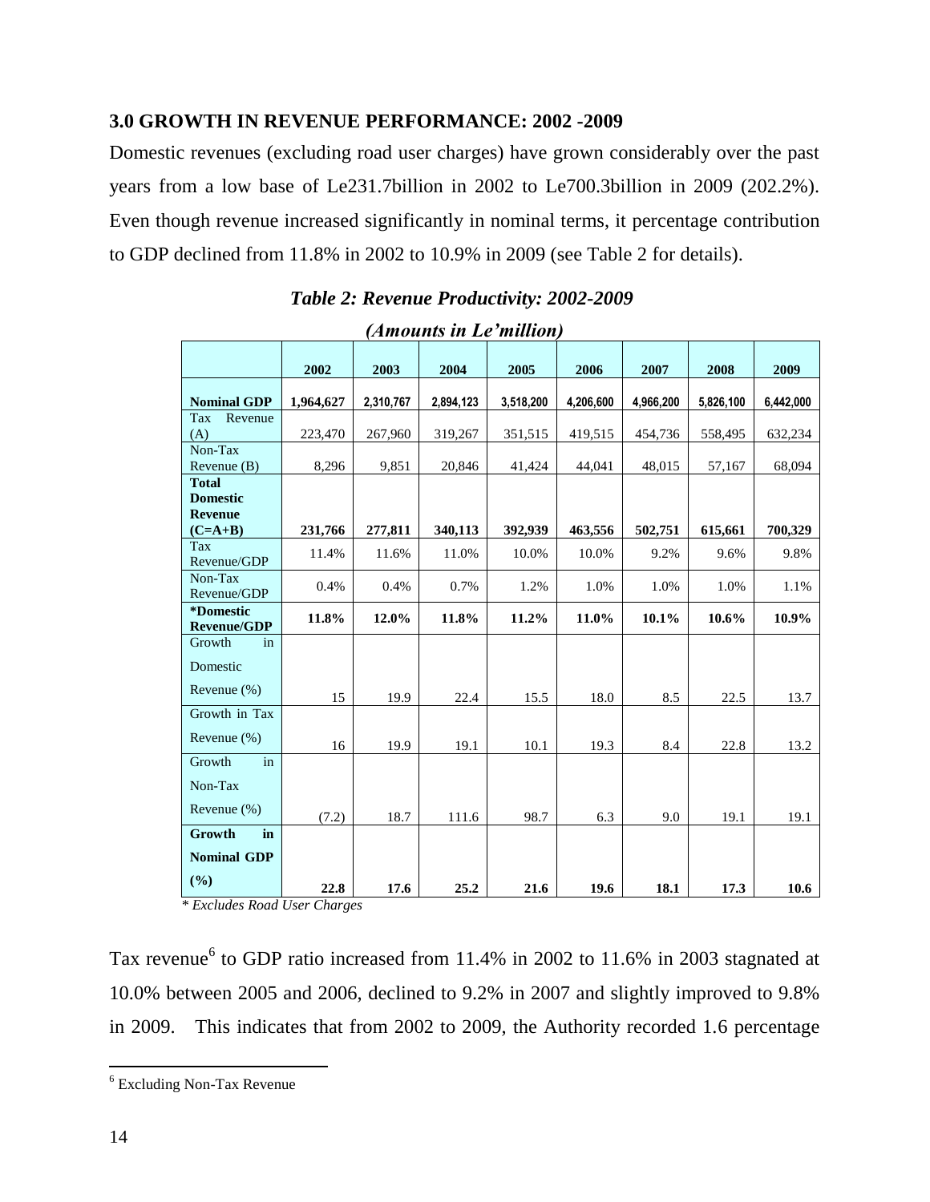## 3.0 GROWTH IN REVENUE PERFORMANCE: 2002 -2009

Domestic revenues (excluding road user charges) have grown considerably over the past years from a low base of Le231.7billion in 2002 to Le700.3billion in 2009 (202.2%). Even though revenue increased significantly in nominal terms, it percentage contribution to GDP declined from 11.8% in 2002 to 10.9% in 2009 (see Table 2 for details).

***Table 2: Revenue Productivity: 2002-2009***

***(Amounts in Le'million)***

| | 2002 | 2003 | 2004 | 2005 | 2006 | 2007 | 2008 | 2009 |
|---|---|---|---|---|---|---|---|---|
| **Nominal GDP** | **1,964,627** | **2,310,767** | **2,894,123** | **3,518,200** | **4,206,600** | **4,966,200** | **5,826,100** | **6,442,000** |
| Tax Revenue (A) | 223,470 | 267,960 | 319,267 | 351,515 | 419,515 | 454,736 | 558,495 | 632,234 |
| Non-Tax Revenue (B) | 8,296 | 9,851 | 20,846 | 41,424 | 44,041 | 48,015 | 57,167 | 68,094 |
| **Total Domestic Revenue (C=A+B)** | **231,766** | **277,811** | **340,113** | **392,939** | **463,556** | **502,751** | **615,661** | **700,329** |
| Tax Revenue/GDP | 11.4% | 11.6% | 11.0% | 10.0% | 10.0% | 9.2% | 9.6% | 9.8% |
| Non-Tax Revenue/GDP | 0.4% | 0.4% | 0.7% | 1.2% | 1.0% | 1.0% | 1.0% | 1.1% |
| **\*Domestic Revenue/GDP** | **11.8%** | **12.0%** | **11.8%** | **11.2%** | **11.0%** | **10.1%** | **10.6%** | **10.9%** |
| Growth in Domestic Revenue (%) | 15 | 19.9 | 22.4 | 15.5 | 18.0 | 8.5 | 22.5 | 13.7 |
| Growth in Tax Revenue (%) | 16 | 19.9 | 19.1 | 10.1 | 19.3 | 8.4 | 22.8 | 13.2 |
| Growth in Non-Tax Revenue (%) | (7.2) | 18.7 | 111.6 | 98.7 | 6.3 | 9.0 | 19.1 | 19.1 |
| **Growth in Nominal GDP (%)** | **22.8** | **17.6** | **25.2** | **21.6** | **19.6** | **18.1** | **17.3** | **10.6** |

*\* Excludes Road User Charges*

Tax revenue[6] to GDP ratio increased from 11.4% in 2002 to 11.6% in 2003 stagnated at 10.0% between 2005 and 2006, declined to 9.2% in 2007 and slightly improved to 9.8% in 2009. This indicates that from 2002 to 2009, the Authority recorded 1.6 percentage

[6] Excluding Non-Tax Revenue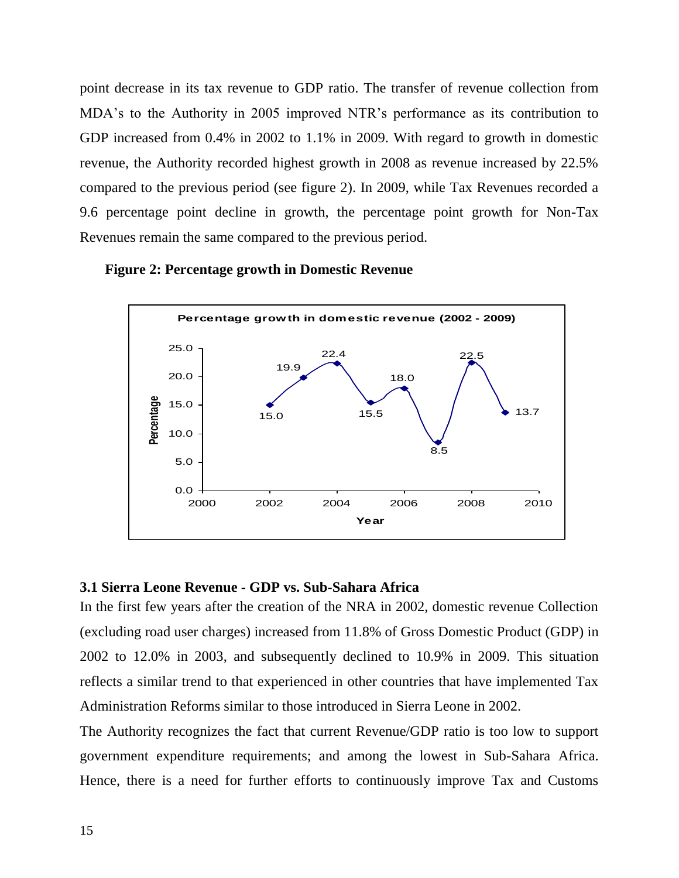point decrease in its tax revenue to GDP ratio. The transfer of revenue collection from MDA's to the Authority in 2005 improved NTR's performance as its contribution to GDP increased from 0.4% in 2002 to 1.1% in 2009. With regard to growth in domestic revenue, the Authority recorded highest growth in 2008 as revenue increased by 22.5% compared to the previous period (see figure 2). In 2009, while Tax Revenues recorded a 9.6 percentage point decline in growth, the percentage point growth for Non-Tax Revenues remain the same compared to the previous period.

**Figure 2: Percentage growth in Domestic Revenue**

**Percentage growth in domestic revenue (2002 - 2009)**

| Year | Percentage |
|---|---|
| 2002 | 15.0 |
| 2003 | 19.9 |
| 2004 | 22.4 |
| 2005 | 15.5 |
| 2006 | 18.0 |
| 2007 | 8.5 |
| 2008 | 22.5 |
| 2009 | 13.7 |

### 3.1 Sierra Leone Revenue - GDP vs. Sub-Sahara Africa

In the first few years after the creation of the NRA in 2002, domestic revenue Collection (excluding road user charges) increased from 11.8% of Gross Domestic Product (GDP) in 2002 to 12.0% in 2003, and subsequently declined to 10.9% in 2009. This situation reflects a similar trend to that experienced in other countries that have implemented Tax Administration Reforms similar to those introduced in Sierra Leone in 2002.

The Authority recognizes the fact that current Revenue/GDP ratio is too low to support government expenditure requirements; and among the lowest in Sub-Sahara Africa. Hence, there is a need for further efforts to continuously improve Tax and Customs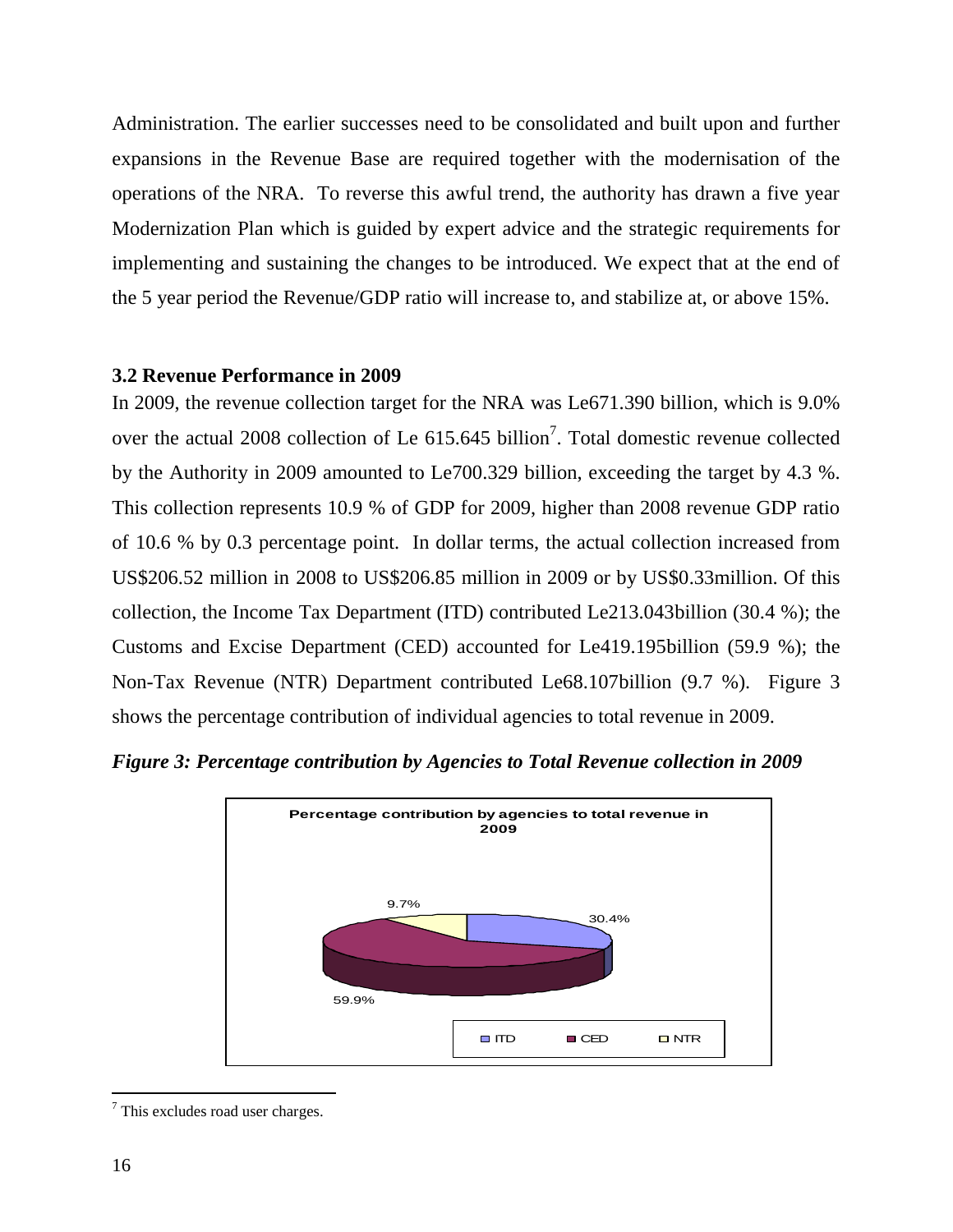Administration. The earlier successes need to be consolidated and built upon and further expansions in the Revenue Base are required together with the modernisation of the operations of the NRA. To reverse this awful trend, the authority has drawn a five year Modernization Plan which is guided by expert advice and the strategic requirements for implementing and sustaining the changes to be introduced. We expect that at the end of the 5 year period the Revenue/GDP ratio will increase to, and stabilize at, or above 15%.

### 3.2 Revenue Performance in 2009

In 2009, the revenue collection target for the NRA was Le671.390 billion, which is 9.0% over the actual 2008 collection of Le 615.645 billion[7]. Total domestic revenue collected by the Authority in 2009 amounted to Le700.329 billion, exceeding the target by 4.3 %. This collection represents 10.9 % of GDP for 2009, higher than 2008 revenue GDP ratio of 10.6 % by 0.3 percentage point. In dollar terms, the actual collection increased from US$206.52 million in 2008 to US$206.85 million in 2009 or by US$0.33million. Of this collection, the Income Tax Department (ITD) contributed Le213.043billion (30.4 %); the Customs and Excise Department (CED) accounted for Le419.195billion (59.9 %); the Non-Tax Revenue (NTR) Department contributed Le68.107billion (9.7 %). Figure 3 shows the percentage contribution of individual agencies to total revenue in 2009.

***Figure 3: Percentage contribution by Agencies to Total Revenue collection in 2009***

**Percentage contribution by agencies to total revenue in 2009**

| Agency | Percentage |
| --- | --- |
| ITD | 30.4% |
| CED | 59.9% |
| NTR | 9.7% |

[7] This excludes road user charges.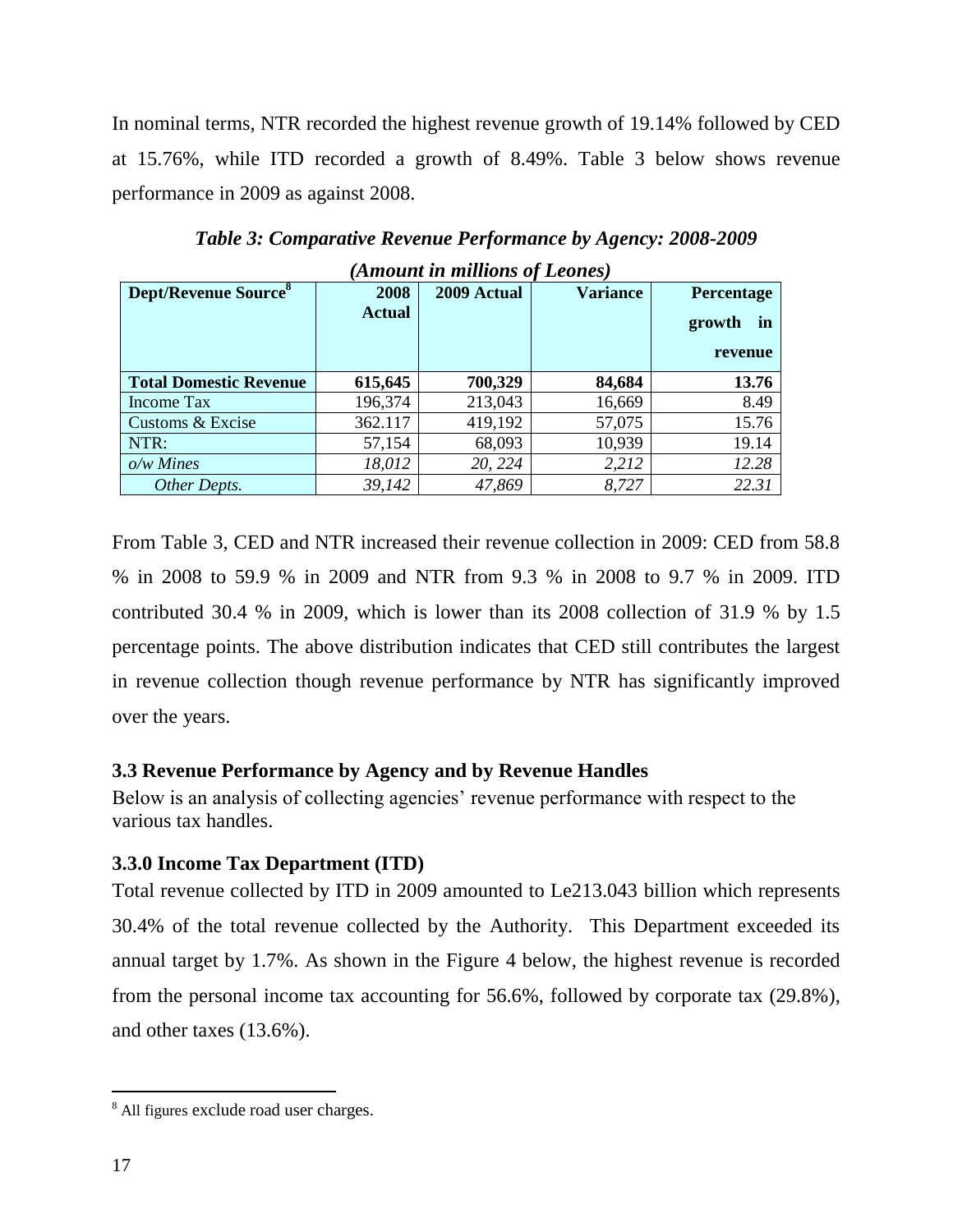In nominal terms, NTR recorded the highest revenue growth of 19.14% followed by CED at 15.76%, while ITD recorded a growth of 8.49%. Table 3 below shows revenue performance in 2009 as against 2008.

***Table 3: Comparative Revenue Performance by Agency: 2008-2009***

***(Amount in millions of Leones)***

| Dept/Revenue Source[8] | 2008 Actual | 2009 Actual | Variance | Percentage growth in revenue |
|---|---|---|---|---|
| **Total Domestic Revenue** | **615,645** | **700,329** | **84,684** | **13.76** |
| Income Tax | 196,374 | 213,043 | 16,669 | 8.49 |
| Customs & Excise | 362.117 | 419,192 | 57,075 | 15.76 |
| NTR: | 57,154 | 68,093 | 10,939 | 19.14 |
| *o/w Mines* | *18,012* | *20, 224* | *2,212* | *12.28* |
| *Other Depts.* | *39,142* | *47,869* | *8,727* | *22.31* |

From Table 3, CED and NTR increased their revenue collection in 2009: CED from 58.8 % in 2008 to 59.9 % in 2009 and NTR from 9.3 % in 2008 to 9.7 % in 2009. ITD contributed 30.4 % in 2009, which is lower than its 2008 collection of 31.9 % by 1.5 percentage points. The above distribution indicates that CED still contributes the largest in revenue collection though revenue performance by NTR has significantly improved over the years.

### 3.3 Revenue Performance by Agency and by Revenue Handles

Below is an analysis of collecting agencies' revenue performance with respect to the various tax handles.

### 3.3.0 Income Tax Department (ITD)

Total revenue collected by ITD in 2009 amounted to Le213.043 billion which represents 30.4% of the total revenue collected by the Authority. This Department exceeded its annual target by 1.7%. As shown in the Figure 4 below, the highest revenue is recorded from the personal income tax accounting for 56.6%, followed by corporate tax (29.8%), and other taxes (13.6%).

[8] All figures exclude road user charges.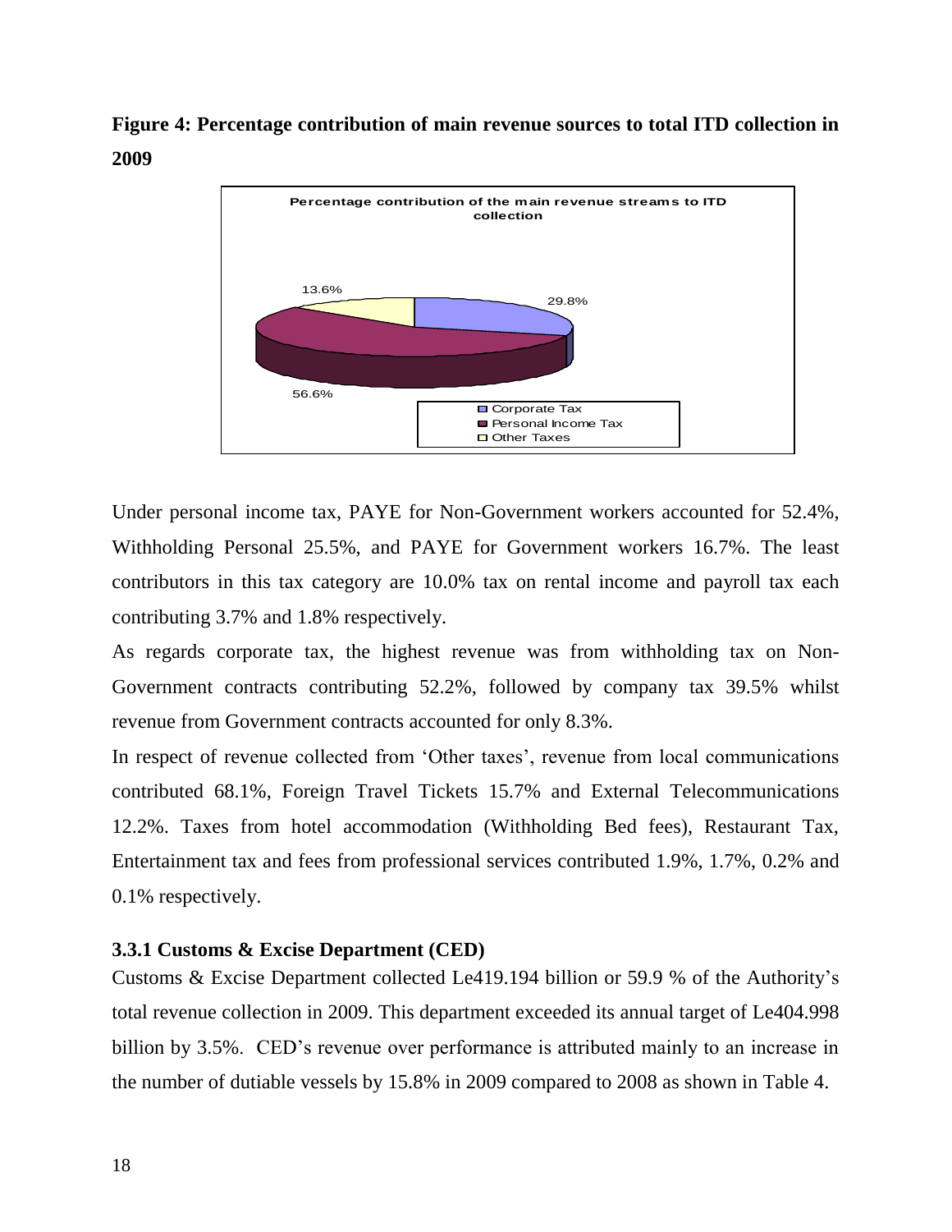**Figure 4: Percentage contribution of main revenue sources to total ITD collection in 2009**

Under personal income tax, PAYE for Non-Government workers accounted for 52.4%, Withholding Personal 25.5%, and PAYE for Government workers 16.7%. The least contributors in this tax category are 10.0% tax on rental income and payroll tax each contributing 3.7% and 1.8% respectively.

As regards corporate tax, the highest revenue was from withholding tax on Non-Government contracts contributing 52.2%, followed by company tax 39.5% whilst revenue from Government contracts accounted for only 8.3%.

In respect of revenue collected from 'Other taxes', revenue from local communications contributed 68.1%, Foreign Travel Tickets 15.7% and External Telecommunications 12.2%. Taxes from hotel accommodation (Withholding Bed fees), Restaurant Tax, Entertainment tax and fees from professional services contributed 1.9%, 1.7%, 0.2% and 0.1% respectively.

### 3.3.1 Customs & Excise Department (CED)

Customs & Excise Department collected Le419.194 billion or 59.9 % of the Authority's total revenue collection in 2009. This department exceeded its annual target of Le404.998 billion by 3.5%. CED's revenue over performance is attributed mainly to an increase in the number of dutiable vessels by 15.8% in 2009 compared to 2008 as shown in Table 4.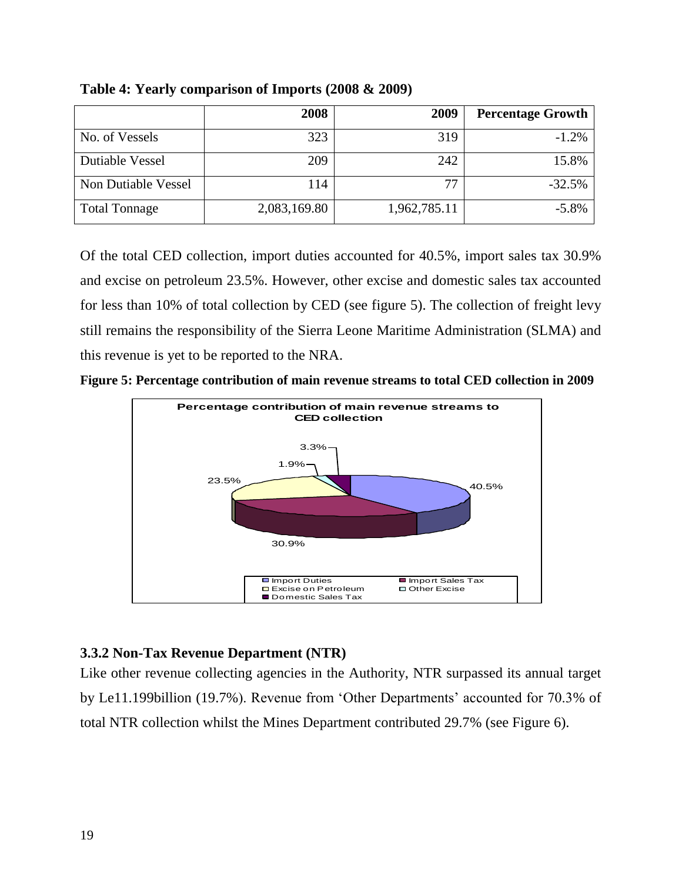**Table 4: Yearly comparison of Imports (2008 & 2009)**

| | 2008 | 2009 | Percentage Growth |
|---|---|---|---|
| No. of Vessels | 323 | 319 | -1.2% |
| Dutiable Vessel | 209 | 242 | 15.8% |
| Non Dutiable Vessel | 114 | 77 | -32.5% |
| Total Tonnage | 2,083,169.80 | 1,962,785.11 | -5.8% |

Of the total CED collection, import duties accounted for 40.5%, import sales tax 30.9% and excise on petroleum 23.5%. However, other excise and domestic sales tax accounted for less than 10% of total collection by CED (see figure 5). The collection of freight levy still remains the responsibility of the Sierra Leone Maritime Administration (SLMA) and this revenue is yet to be reported to the NRA.

**Figure 5: Percentage contribution of main revenue streams to total CED collection in 2009**

### 3.3.2 Non-Tax Revenue Department (NTR)

Like other revenue collecting agencies in the Authority, NTR surpassed its annual target by Le11.199billion (19.7%). Revenue from 'Other Departments' accounted for 70.3% of total NTR collection whilst the Mines Department contributed 29.7% (see Figure 6).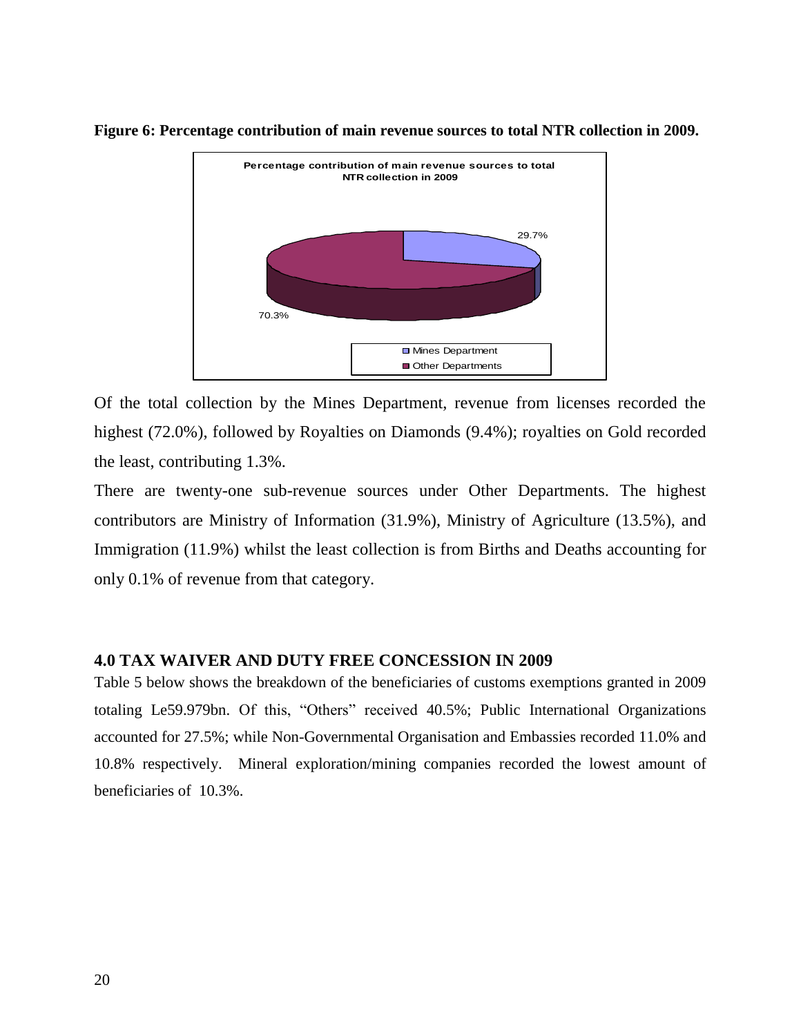**Figure 6: Percentage contribution of main revenue sources to total NTR collection in 2009.**

Of the total collection by the Mines Department, revenue from licenses recorded the highest (72.0%), followed by Royalties on Diamonds (9.4%); royalties on Gold recorded the least, contributing 1.3%.

There are twenty-one sub-revenue sources under Other Departments. The highest contributors are Ministry of Information (31.9%), Ministry of Agriculture (13.5%), and Immigration (11.9%) whilst the least collection is from Births and Deaths accounting for only 0.1% of revenue from that category.

## 4.0 TAX WAIVER AND DUTY FREE CONCESSION IN 2009

Table 5 below shows the breakdown of the beneficiaries of customs exemptions granted in 2009 totaling Le59.979bn. Of this, "Others" received 40.5%; Public International Organizations accounted for 27.5%; while Non-Governmental Organisation and Embassies recorded 11.0% and 10.8% respectively. Mineral exploration/mining companies recorded the lowest amount of beneficiaries of 10.3%.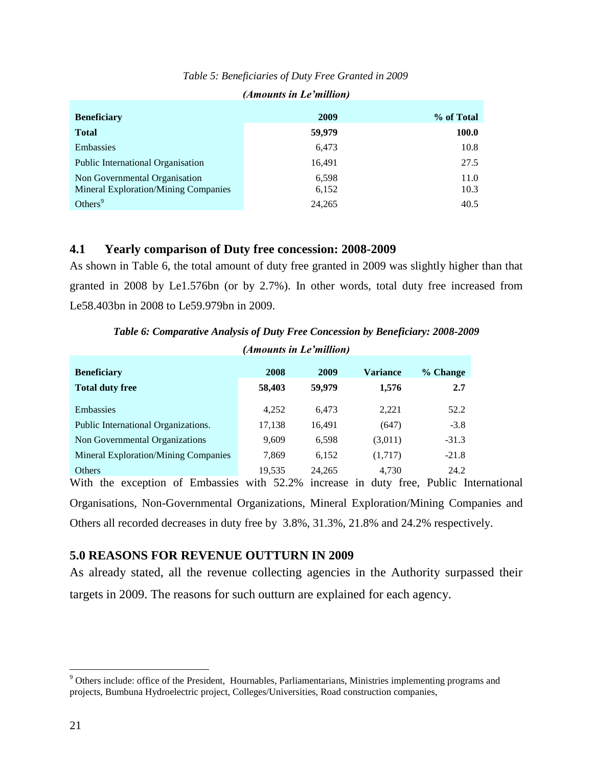*Table 5: Beneficiaries of Duty Free Granted in 2009*

***(Amounts in Le'million)***

| Beneficiary | 2009 | % of Total |
|---|---|---|
| **Total** | **59,979** | **100.0** |
| Embassies | 6,473 | 10.8 |
| Public International Organisation | 16,491 | 27.5 |
| Non Governmental Organisation | 6,598 | 11.0 |
| Mineral Exploration/Mining Companies | 6,152 | 10.3 |
| Others[9] | 24,265 | 40.5 |

## 4.1 Yearly comparison of Duty free concession: 2008-2009

As shown in Table 6, the total amount of duty free granted in 2009 was slightly higher than that granted in 2008 by Le1.576bn (or by 2.7%). In other words, total duty free increased from Le58.403bn in 2008 to Le59.979bn in 2009.

***Table 6: Comparative Analysis of Duty Free Concession by Beneficiary: 2008-2009***

***(Amounts in Le'million)***

| Beneficiary | 2008 | 2009 | Variance | % Change |
|---|---|---|---|---|
| **Total duty free** | **58,403** | **59,979** | **1,576** | **2.7** |
| Embassies | 4,252 | 6,473 | 2,221 | 52.2 |
| Public International Organizations. | 17,138 | 16,491 | (647) | -3.8 |
| Non Governmental Organizations | 9,609 | 6,598 | (3,011) | -31.3 |
| Mineral Exploration/Mining Companies | 7,869 | 6,152 | (1,717) | -21.8 |
| Others | 19,535 | 24,265 | 4,730 | 24.2 |

With the exception of Embassies with 52.2% increase in duty free, Public International Organisations, Non-Governmental Organizations, Mineral Exploration/Mining Companies and Others all recorded decreases in duty free by 3.8%, 31.3%, 21.8% and 24.2% respectively.

## 5.0 REASONS FOR REVENUE OUTTURN IN 2009

As already stated, all the revenue collecting agencies in the Authority surpassed their targets in 2009. The reasons for such outturn are explained for each agency.

[9] Others include: office of the President, Hournables, Parliamentarians, Ministries implementing programs and projects, Bumbuna Hydroelectric project, Colleges/Universities, Road construction companies,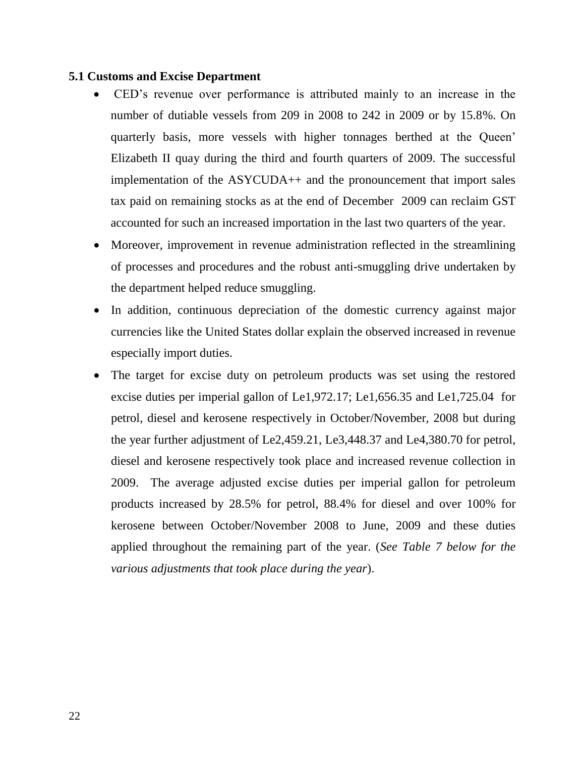### 5.1 Customs and Excise Department

- CED's revenue over performance is attributed mainly to an increase in the number of dutiable vessels from 209 in 2008 to 242 in 2009 or by 15.8%. On quarterly basis, more vessels with higher tonnages berthed at the Queen' Elizabeth II quay during the third and fourth quarters of 2009. The successful implementation of the ASYCUDA++ and the pronouncement that import sales tax paid on remaining stocks as at the end of December 2009 can reclaim GST accounted for such an increased importation in the last two quarters of the year.
- Moreover, improvement in revenue administration reflected in the streamlining of processes and procedures and the robust anti-smuggling drive undertaken by the department helped reduce smuggling.
- In addition, continuous depreciation of the domestic currency against major currencies like the United States dollar explain the observed increased in revenue especially import duties.
- The target for excise duty on petroleum products was set using the restored excise duties per imperial gallon of Le1,972.17; Le1,656.35 and Le1,725.04 for petrol, diesel and kerosene respectively in October/November, 2008 but during the year further adjustment of Le2,459.21, Le3,448.37 and Le4,380.70 for petrol, diesel and kerosene respectively took place and increased revenue collection in 2009. The average adjusted excise duties per imperial gallon for petroleum products increased by 28.5% for petrol, 88.4% for diesel and over 100% for kerosene between October/November 2008 to June, 2009 and these duties applied throughout the remaining part of the year. (*See Table 7 below for the various adjustments that took place during the year*).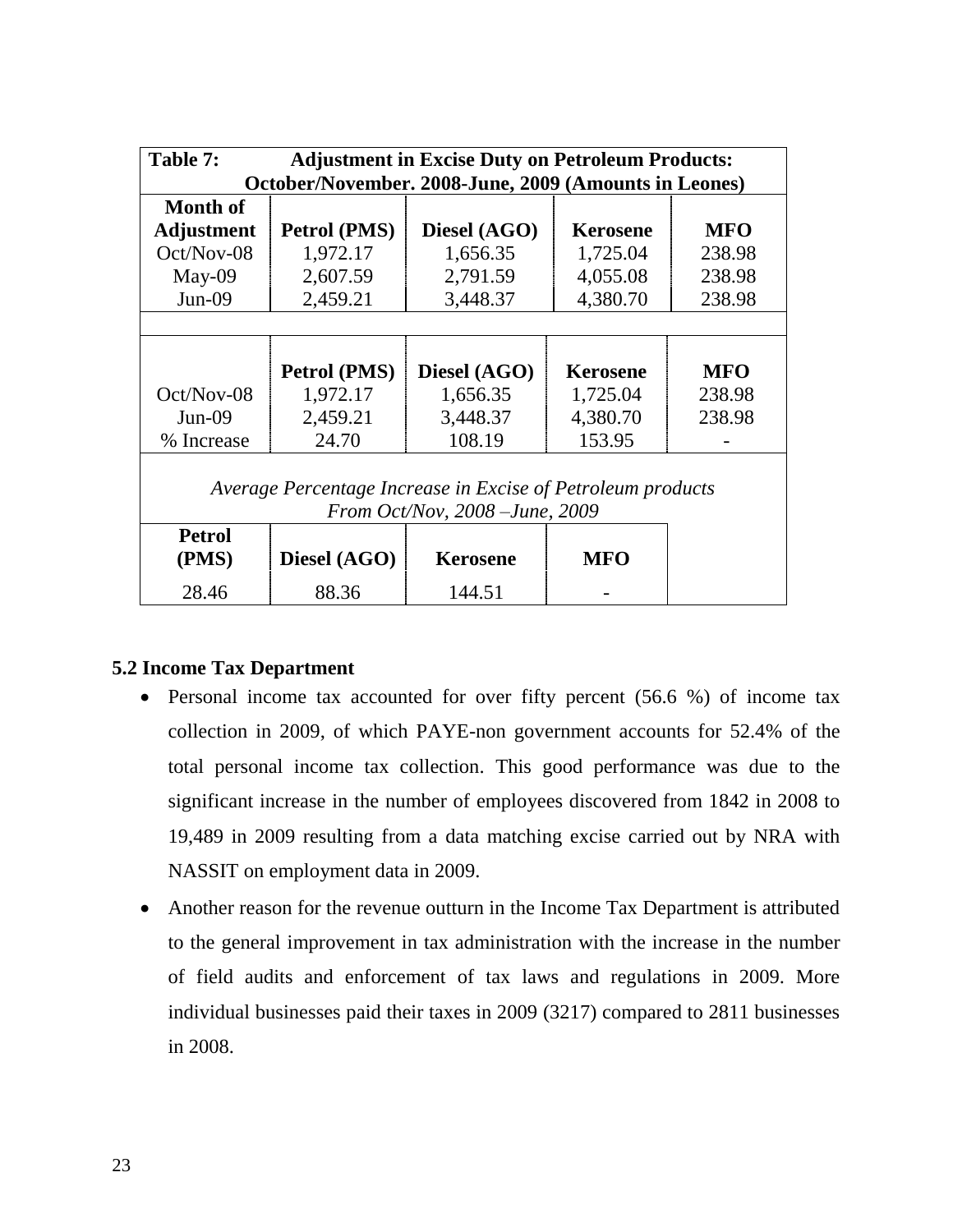**Table 7: Adjustment in Excise Duty on Petroleum Products: October/November. 2008-June, 2009 (Amounts in Leones)**

| Month of Adjustment | Petrol (PMS) | Diesel (AGO) | Kerosene | MFO |
|---|---|---|---|---|
| Oct/Nov-08 | 1,972.17 | 1,656.35 | 1,725.04 | 238.98 |
| May-09 | 2,607.59 | 2,791.59 | 4,055.08 | 238.98 |
| Jun-09 | 2,459.21 | 3,448.37 | 4,380.70 | 238.98 |

| | Petrol (PMS) | Diesel (AGO) | Kerosene | MFO |
|---|---|---|---|---|
| Oct/Nov-08 | 1,972.17 | 1,656.35 | 1,725.04 | 238.98 |
| Jun-09 | 2,459.21 | 3,448.37 | 4,380.70 | 238.98 |
| % Increase | 24.70 | 108.19 | 153.95 | - |

*Average Percentage Increase in Excise of Petroleum products From Oct/Nov, 2008 –June, 2009*

| Petrol (PMS) | Diesel (AGO) | Kerosene | MFO |
|---|---|---|---|
| 28.46 | 88.36 | 144.51 | - |

## 5.2 Income Tax Department

- Personal income tax accounted for over fifty percent (56.6 %) of income tax collection in 2009, of which PAYE-non government accounts for 52.4% of the total personal income tax collection. This good performance was due to the significant increase in the number of employees discovered from 1842 in 2008 to 19,489 in 2009 resulting from a data matching excise carried out by NRA with NASSIT on employment data in 2009.
- Another reason for the revenue outturn in the Income Tax Department is attributed to the general improvement in tax administration with the increase in the number of field audits and enforcement of tax laws and regulations in 2009. More individual businesses paid their taxes in 2009 (3217) compared to 2811 businesses in 2008.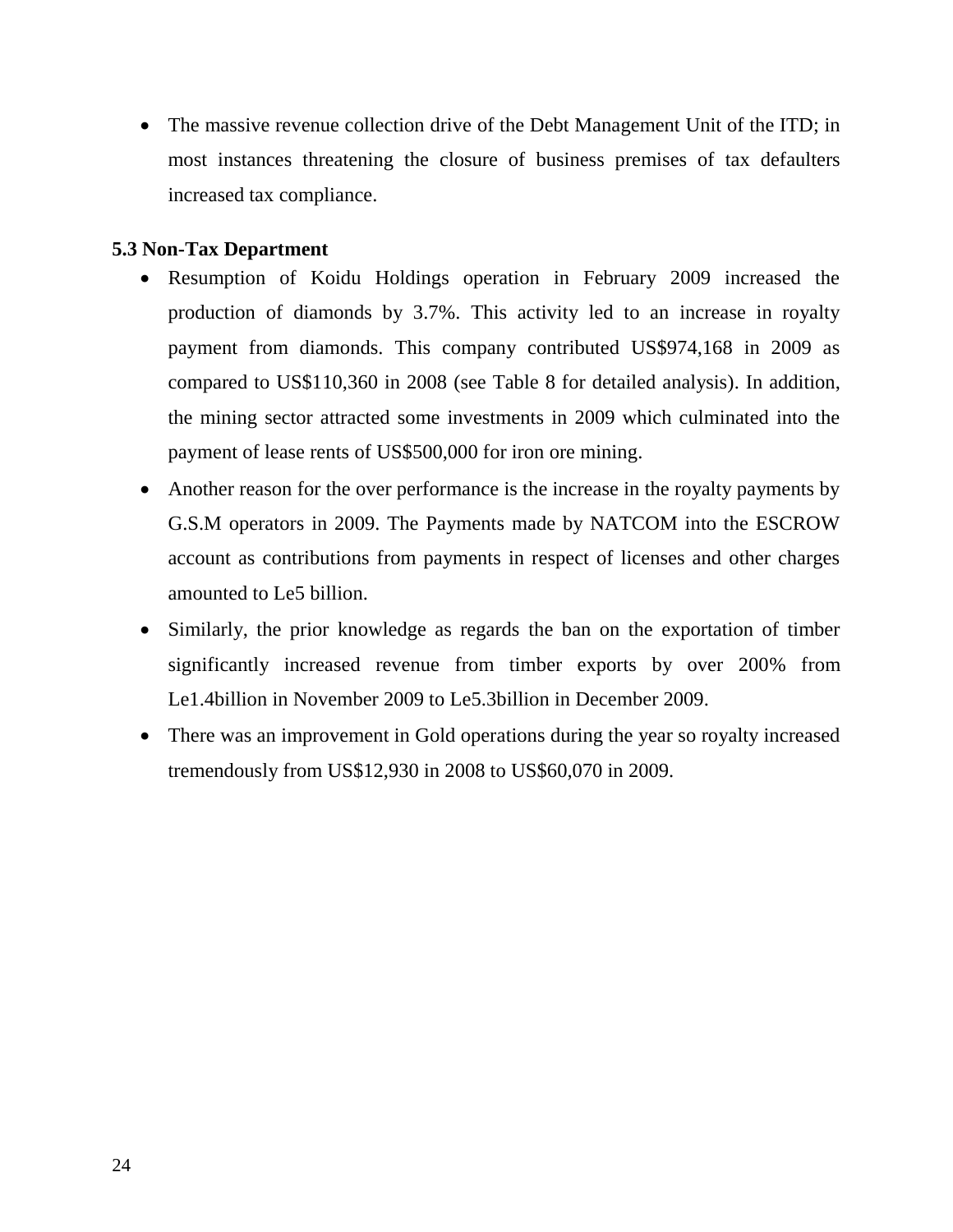- The massive revenue collection drive of the Debt Management Unit of the ITD; in most instances threatening the closure of business premises of tax defaulters increased tax compliance.

**5.3 Non-Tax Department**

- Resumption of Koidu Holdings operation in February 2009 increased the production of diamonds by 3.7%. This activity led to an increase in royalty payment from diamonds. This company contributed US$974,168 in 2009 as compared to US$110,360 in 2008 (see Table 8 for detailed analysis). In addition, the mining sector attracted some investments in 2009 which culminated into the payment of lease rents of US$500,000 for iron ore mining.
- Another reason for the over performance is the increase in the royalty payments by G.S.M operators in 2009. The Payments made by NATCOM into the ESCROW account as contributions from payments in respect of licenses and other charges amounted to Le5 billion.
- Similarly, the prior knowledge as regards the ban on the exportation of timber significantly increased revenue from timber exports by over 200% from Le1.4billion in November 2009 to Le5.3billion in December 2009.
- There was an improvement in Gold operations during the year so royalty increased tremendously from US$12,930 in 2008 to US$60,070 in 2009.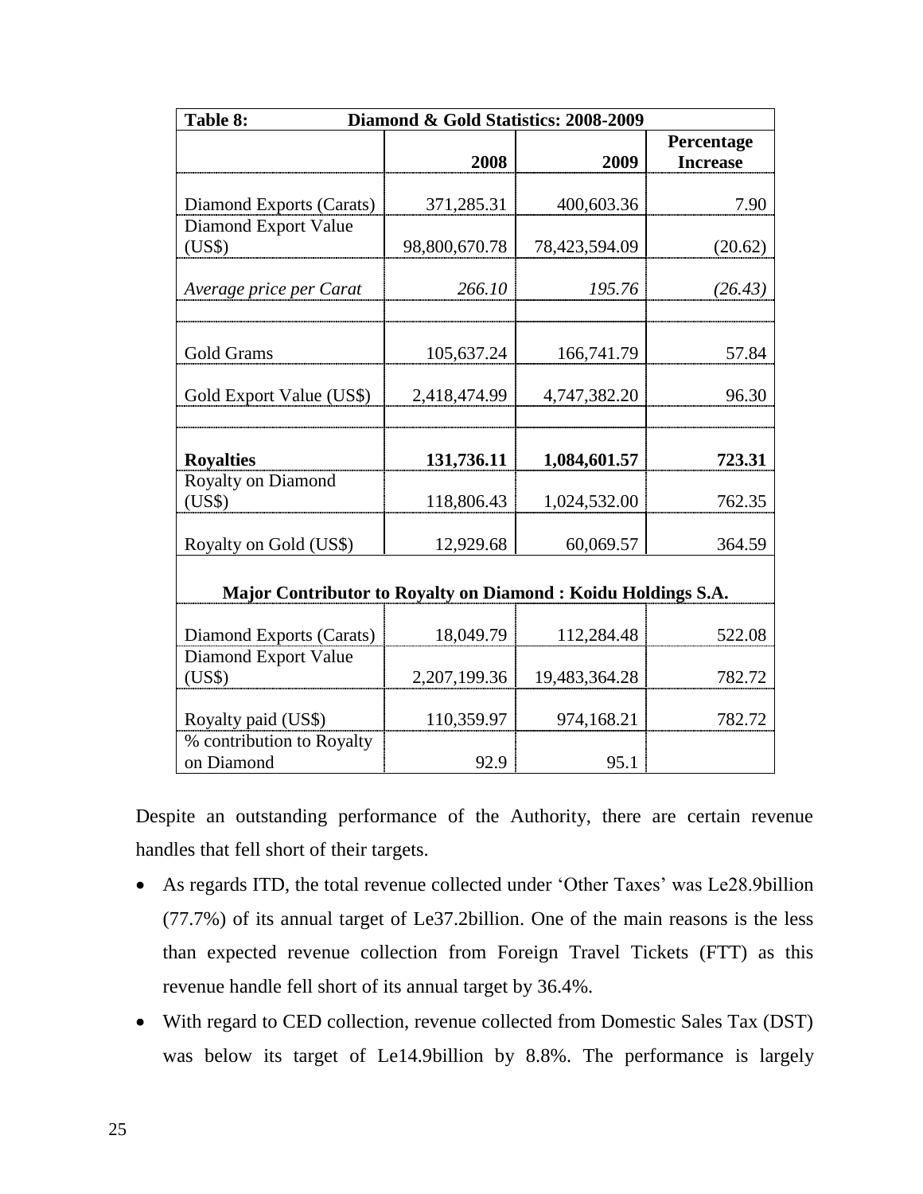| Table 8: Diamond & Gold Statistics: 2008-2009 | | | |
|---|---|---|---|
| | 2008 | 2009 | Percentage Increase |
| Diamond Exports (Carats) | 371,285.31 | 400,603.36 | 7.90 |
| Diamond Export Value (US$) | 98,800,670.78 | 78,423,594.09 | (20.62) |
| *Average price per Carat* | *266.10* | *195.76* | *(26.43)* |
| | | | |
| Gold Grams | 105,637.24 | 166,741.79 | 57.84 |
| Gold Export Value (US$) | 2,418,474.99 | 4,747,382.20 | 96.30 |
| | | | |
| **Royalties** | **131,736.11** | **1,084,601.57** | **723.31** |
| Royalty on Diamond (US$) | 118,806.43 | 1,024,532.00 | 762.35 |
| Royalty on Gold (US$) | 12,929.68 | 60,069.57 | 364.59 |
| **Major Contributor to Royalty on Diamond : Koidu Holdings S.A.** | | | |
| Diamond Exports (Carats) | 18,049.79 | 112,284.48 | 522.08 |
| Diamond Export Value (US$) | 2,207,199.36 | 19,483,364.28 | 782.72 |
| Royalty paid (US$) | 110,359.97 | 974,168.21 | 782.72 |
| % contribution to Royalty on Diamond | 92.9 | 95.1 | |

Despite an outstanding performance of the Authority, there are certain revenue handles that fell short of their targets.

- As regards ITD, the total revenue collected under 'Other Taxes' was Le28.9billion (77.7%) of its annual target of Le37.2billion. One of the main reasons is the less than expected revenue collection from Foreign Travel Tickets (FTT) as this revenue handle fell short of its annual target by 36.4%.
- With regard to CED collection, revenue collected from Domestic Sales Tax (DST) was below its target of Le14.9billion by 8.8%. The performance is largely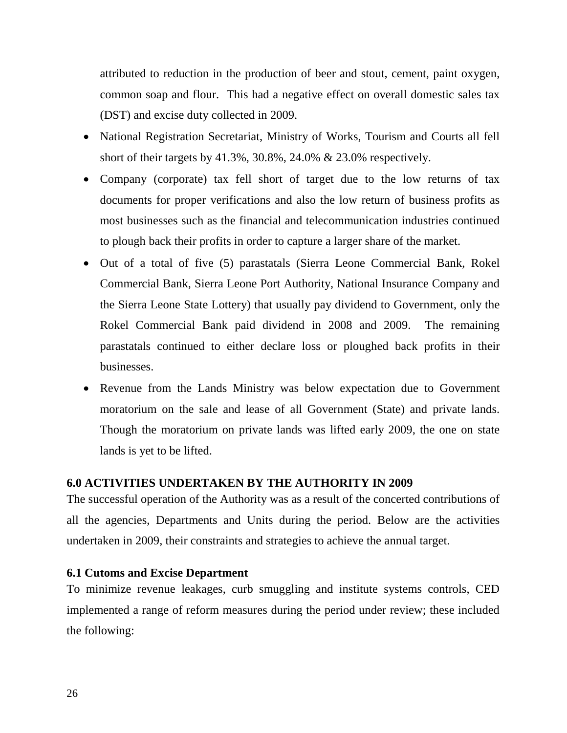attributed to reduction in the production of beer and stout, cement, paint oxygen, common soap and flour. This had a negative effect on overall domestic sales tax (DST) and excise duty collected in 2009.

- National Registration Secretariat, Ministry of Works, Tourism and Courts all fell short of their targets by 41.3%, 30.8%, 24.0% & 23.0% respectively.
- Company (corporate) tax fell short of target due to the low returns of tax documents for proper verifications and also the low return of business profits as most businesses such as the financial and telecommunication industries continued to plough back their profits in order to capture a larger share of the market.
- Out of a total of five (5) parastatals (Sierra Leone Commercial Bank, Rokel Commercial Bank, Sierra Leone Port Authority, National Insurance Company and the Sierra Leone State Lottery) that usually pay dividend to Government, only the Rokel Commercial Bank paid dividend in 2008 and 2009. The remaining parastatals continued to either declare loss or ploughed back profits in their businesses.
- Revenue from the Lands Ministry was below expectation due to Government moratorium on the sale and lease of all Government (State) and private lands. Though the moratorium on private lands was lifted early 2009, the one on state lands is yet to be lifted.

## 6.0 ACTIVITIES UNDERTAKEN BY THE AUTHORITY IN 2009

The successful operation of the Authority was as a result of the concerted contributions of all the agencies, Departments and Units during the period. Below are the activities undertaken in 2009, their constraints and strategies to achieve the annual target.

### 6.1 Cutoms and Excise Department

To minimize revenue leakages, curb smuggling and institute systems controls, CED implemented a range of reform measures during the period under review; these included the following: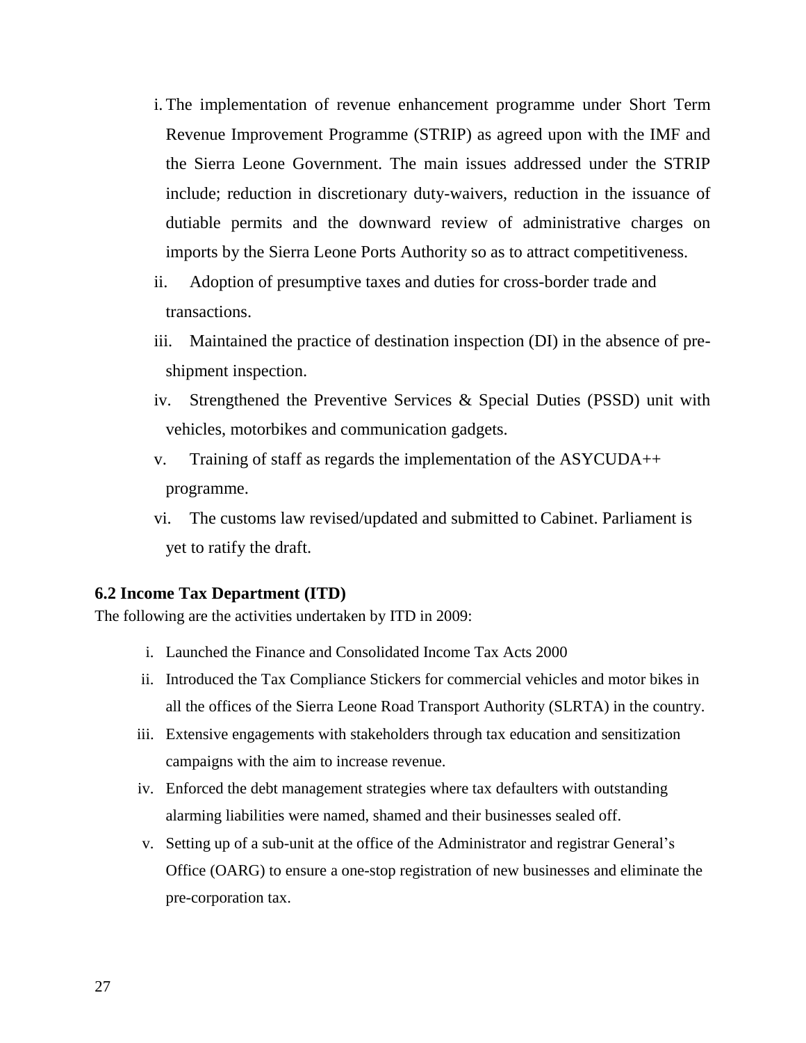i. The implementation of revenue enhancement programme under Short Term Revenue Improvement Programme (STRIP) as agreed upon with the IMF and the Sierra Leone Government. The main issues addressed under the STRIP include; reduction in discretionary duty-waivers, reduction in the issuance of dutiable permits and the downward review of administrative charges on imports by the Sierra Leone Ports Authority so as to attract competitiveness.

ii. Adoption of presumptive taxes and duties for cross-border trade and transactions.

iii. Maintained the practice of destination inspection (DI) in the absence of pre-shipment inspection.

iv. Strengthened the Preventive Services & Special Duties (PSSD) unit with vehicles, motorbikes and communication gadgets.

v. Training of staff as regards the implementation of the ASYCUDA++ programme.

vi. The customs law revised/updated and submitted to Cabinet. Parliament is yet to ratify the draft.

### 6.2 Income Tax Department (ITD)

The following are the activities undertaken by ITD in 2009:

i. Launched the Finance and Consolidated Income Tax Acts 2000

ii. Introduced the Tax Compliance Stickers for commercial vehicles and motor bikes in all the offices of the Sierra Leone Road Transport Authority (SLRTA) in the country.

iii. Extensive engagements with stakeholders through tax education and sensitization campaigns with the aim to increase revenue.

iv. Enforced the debt management strategies where tax defaulters with outstanding alarming liabilities were named, shamed and their businesses sealed off.

v. Setting up of a sub-unit at the office of the Administrator and registrar General's Office (OARG) to ensure a one-stop registration of new businesses and eliminate the pre-corporation tax.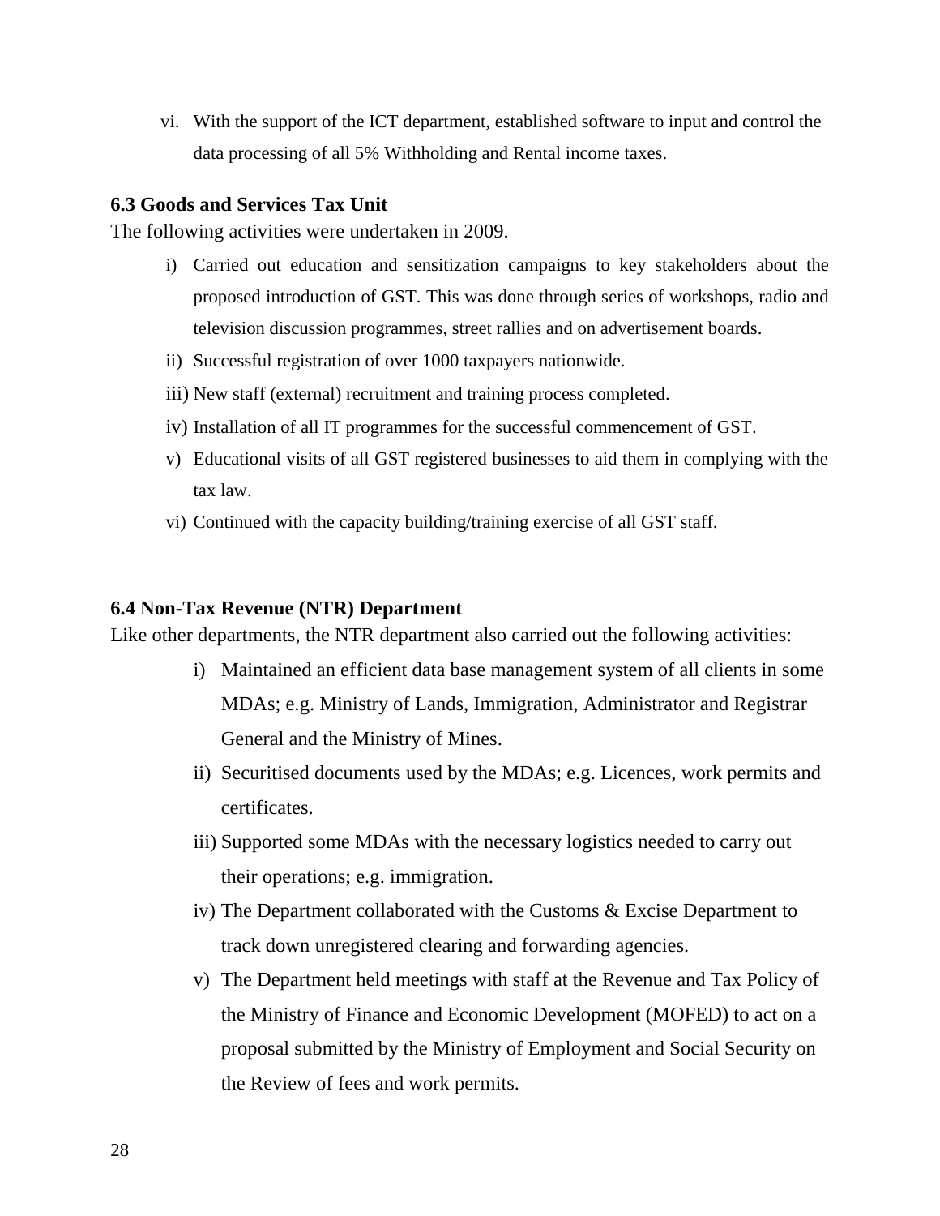vi. With the support of the ICT department, established software to input and control the data processing of all 5% Withholding and Rental income taxes.

### 6.3 Goods and Services Tax Unit

The following activities were undertaken in 2009.

i) Carried out education and sensitization campaigns to key stakeholders about the proposed introduction of GST. This was done through series of workshops, radio and television discussion programmes, street rallies and on advertisement boards.
ii) Successful registration of over 1000 taxpayers nationwide.
iii) New staff (external) recruitment and training process completed.
iv) Installation of all IT programmes for the successful commencement of GST.
v) Educational visits of all GST registered businesses to aid them in complying with the tax law.
vi) Continued with the capacity building/training exercise of all GST staff.

### 6.4 Non-Tax Revenue (NTR) Department

Like other departments, the NTR department also carried out the following activities:

i) Maintained an efficient data base management system of all clients in some MDAs; e.g. Ministry of Lands, Immigration, Administrator and Registrar General and the Ministry of Mines.
ii) Securitised documents used by the MDAs; e.g. Licences, work permits and certificates.
iii) Supported some MDAs with the necessary logistics needed to carry out their operations; e.g. immigration.
iv) The Department collaborated with the Customs & Excise Department to track down unregistered clearing and forwarding agencies.
v) The Department held meetings with staff at the Revenue and Tax Policy of the Ministry of Finance and Economic Development (MOFED) to act on a proposal submitted by the Ministry of Employment and Social Security on the Review of fees and work permits.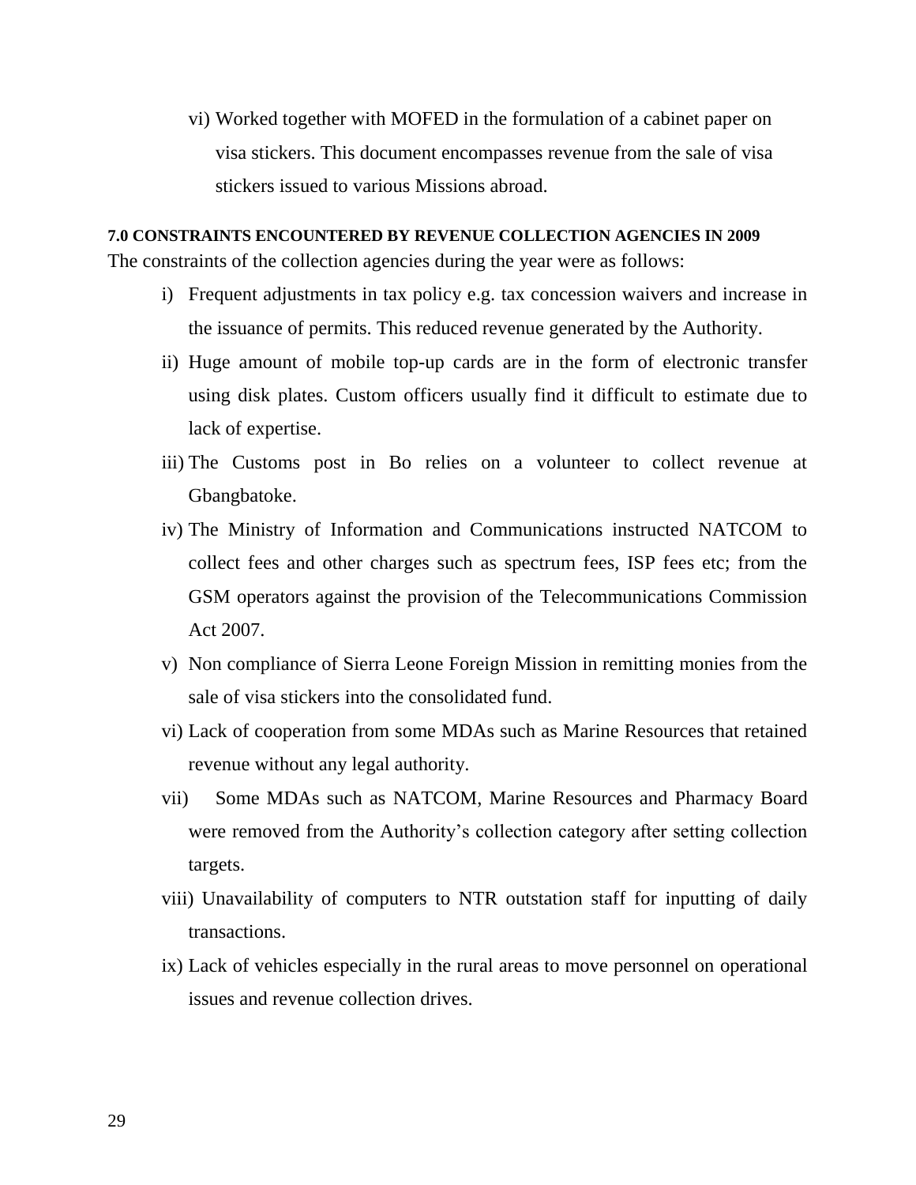vi) Worked together with MOFED in the formulation of a cabinet paper on visa stickers. This document encompasses revenue from the sale of visa stickers issued to various Missions abroad.

**7.0 CONSTRAINTS ENCOUNTERED BY REVENUE COLLECTION AGENCIES IN 2009**

The constraints of the collection agencies during the year were as follows:

i) Frequent adjustments in tax policy e.g. tax concession waivers and increase in the issuance of permits. This reduced revenue generated by the Authority.

ii) Huge amount of mobile top-up cards are in the form of electronic transfer using disk plates. Custom officers usually find it difficult to estimate due to lack of expertise.

iii) The Customs post in Bo relies on a volunteer to collect revenue at Gbangbatoke.

iv) The Ministry of Information and Communications instructed NATCOM to collect fees and other charges such as spectrum fees, ISP fees etc; from the GSM operators against the provision of the Telecommunications Commission Act 2007.

v) Non compliance of Sierra Leone Foreign Mission in remitting monies from the sale of visa stickers into the consolidated fund.

vi) Lack of cooperation from some MDAs such as Marine Resources that retained revenue without any legal authority.

vii) Some MDAs such as NATCOM, Marine Resources and Pharmacy Board were removed from the Authority's collection category after setting collection targets.

viii) Unavailability of computers to NTR outstation staff for inputting of daily transactions.

ix) Lack of vehicles especially in the rural areas to move personnel on operational issues and revenue collection drives.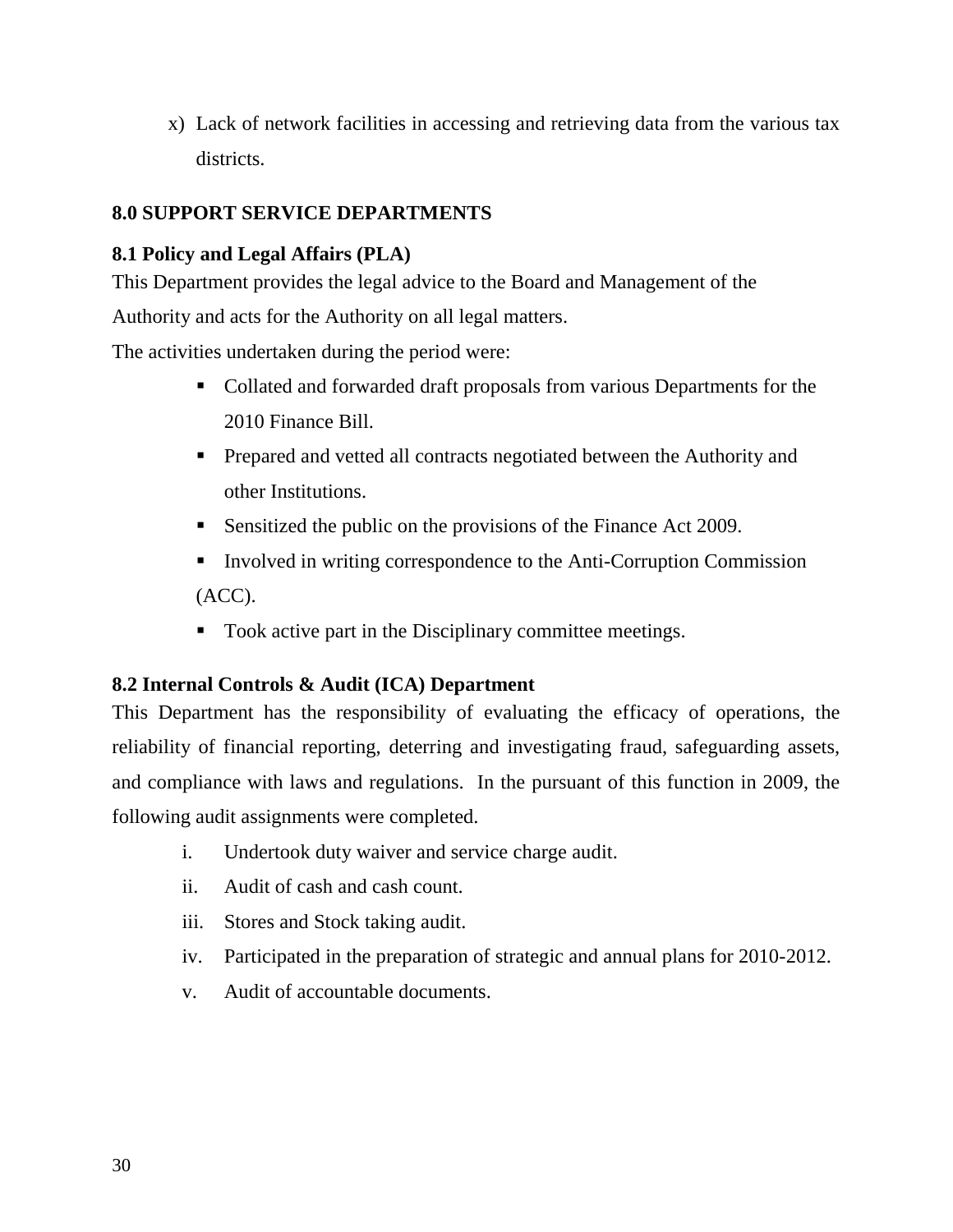x) Lack of network facilities in accessing and retrieving data from the various tax districts.

## 8.0 SUPPORT SERVICE DEPARTMENTS

### 8.1 Policy and Legal Affairs (PLA)

This Department provides the legal advice to the Board and Management of the Authority and acts for the Authority on all legal matters.

The activities undertaken during the period were:

- Collated and forwarded draft proposals from various Departments for the 2010 Finance Bill.
- Prepared and vetted all contracts negotiated between the Authority and other Institutions.
- Sensitized the public on the provisions of the Finance Act 2009.
- Involved in writing correspondence to the Anti-Corruption Commission (ACC).
- Took active part in the Disciplinary committee meetings.

### 8.2 Internal Controls & Audit (ICA) Department

This Department has the responsibility of evaluating the efficacy of operations, the reliability of financial reporting, deterring and investigating fraud, safeguarding assets, and compliance with laws and regulations. In the pursuant of this function in 2009, the following audit assignments were completed.

i. Undertook duty waiver and service charge audit.
ii. Audit of cash and cash count.
iii. Stores and Stock taking audit.
iv. Participated in the preparation of strategic and annual plans for 2010-2012.
v. Audit of accountable documents.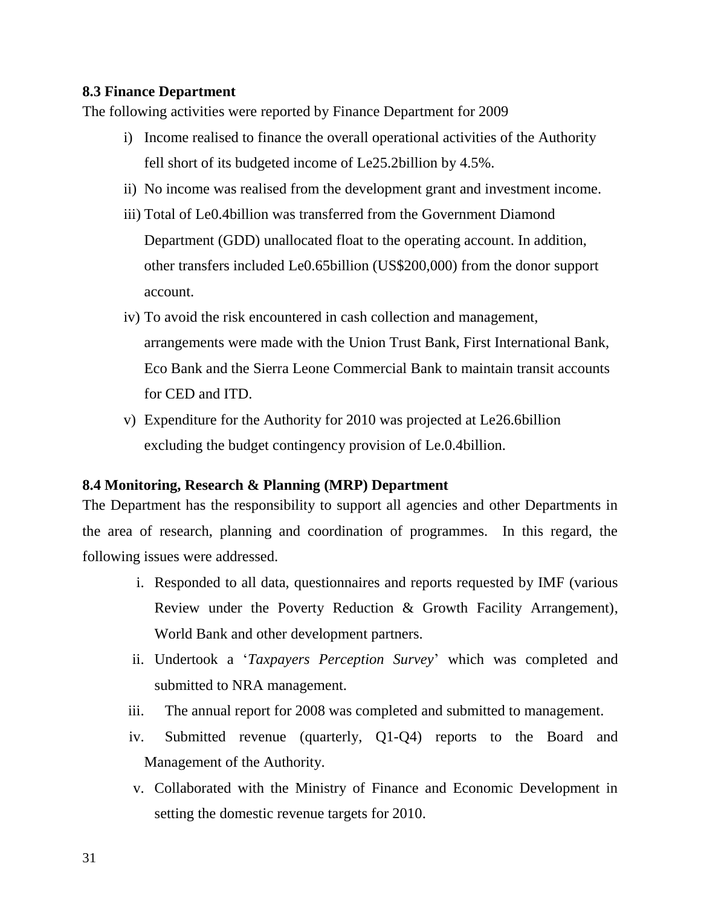### 8.3 Finance Department

The following activities were reported by Finance Department for 2009

i) Income realised to finance the overall operational activities of the Authority fell short of its budgeted income of Le25.2billion by 4.5%.

ii) No income was realised from the development grant and investment income.

iii) Total of Le0.4billion was transferred from the Government Diamond Department (GDD) unallocated float to the operating account. In addition, other transfers included Le0.65billion (US$200,000) from the donor support account.

iv) To avoid the risk encountered in cash collection and management, arrangements were made with the Union Trust Bank, First International Bank, Eco Bank and the Sierra Leone Commercial Bank to maintain transit accounts for CED and ITD.

v) Expenditure for the Authority for 2010 was projected at Le26.6billion excluding the budget contingency provision of Le.0.4billion.

### 8.4 Monitoring, Research & Planning (MRP) Department

The Department has the responsibility to support all agencies and other Departments in the area of research, planning and coordination of programmes. In this regard, the following issues were addressed.

i. Responded to all data, questionnaires and reports requested by IMF (various Review under the Poverty Reduction & Growth Facility Arrangement), World Bank and other development partners.

ii. Undertook a '*Taxpayers Perception Survey*' which was completed and submitted to NRA management.

iii. The annual report for 2008 was completed and submitted to management.

iv. Submitted revenue (quarterly, Q1-Q4) reports to the Board and Management of the Authority.

v. Collaborated with the Ministry of Finance and Economic Development in setting the domestic revenue targets for 2010.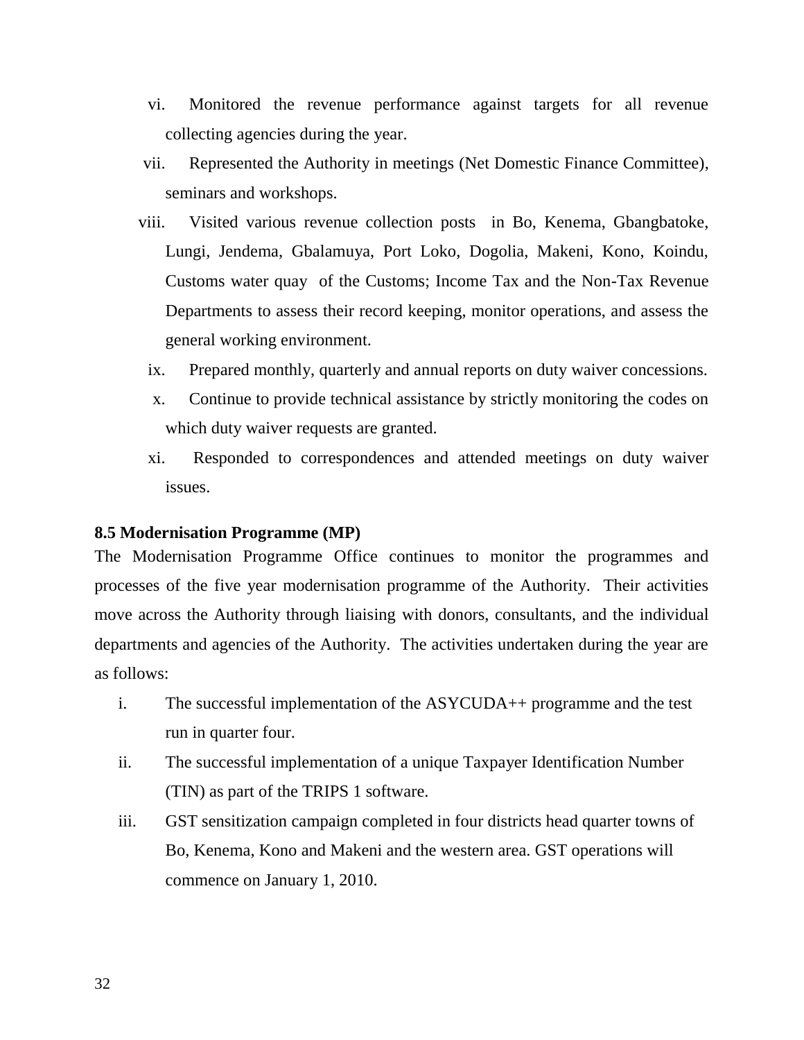vi. Monitored the revenue performance against targets for all revenue collecting agencies during the year.

vii. Represented the Authority in meetings (Net Domestic Finance Committee), seminars and workshops.

viii. Visited various revenue collection posts in Bo, Kenema, Gbangbatoke, Lungi, Jendema, Gbalamuya, Port Loko, Dogolia, Makeni, Kono, Koindu, Customs water quay of the Customs; Income Tax and the Non-Tax Revenue Departments to assess their record keeping, monitor operations, and assess the general working environment.

ix. Prepared monthly, quarterly and annual reports on duty waiver concessions.

x. Continue to provide technical assistance by strictly monitoring the codes on which duty waiver requests are granted.

xi. Responded to correspondences and attended meetings on duty waiver issues.

**8.5 Modernisation Programme (MP)**

The Modernisation Programme Office continues to monitor the programmes and processes of the five year modernisation programme of the Authority. Their activities move across the Authority through liaising with donors, consultants, and the individual departments and agencies of the Authority. The activities undertaken during the year are as follows:

i. The successful implementation of the ASYCUDA++ programme and the test run in quarter four.

ii. The successful implementation of a unique Taxpayer Identification Number (TIN) as part of the TRIPS 1 software.

iii. GST sensitization campaign completed in four districts head quarter towns of Bo, Kenema, Kono and Makeni and the western area. GST operations will commence on January 1, 2010.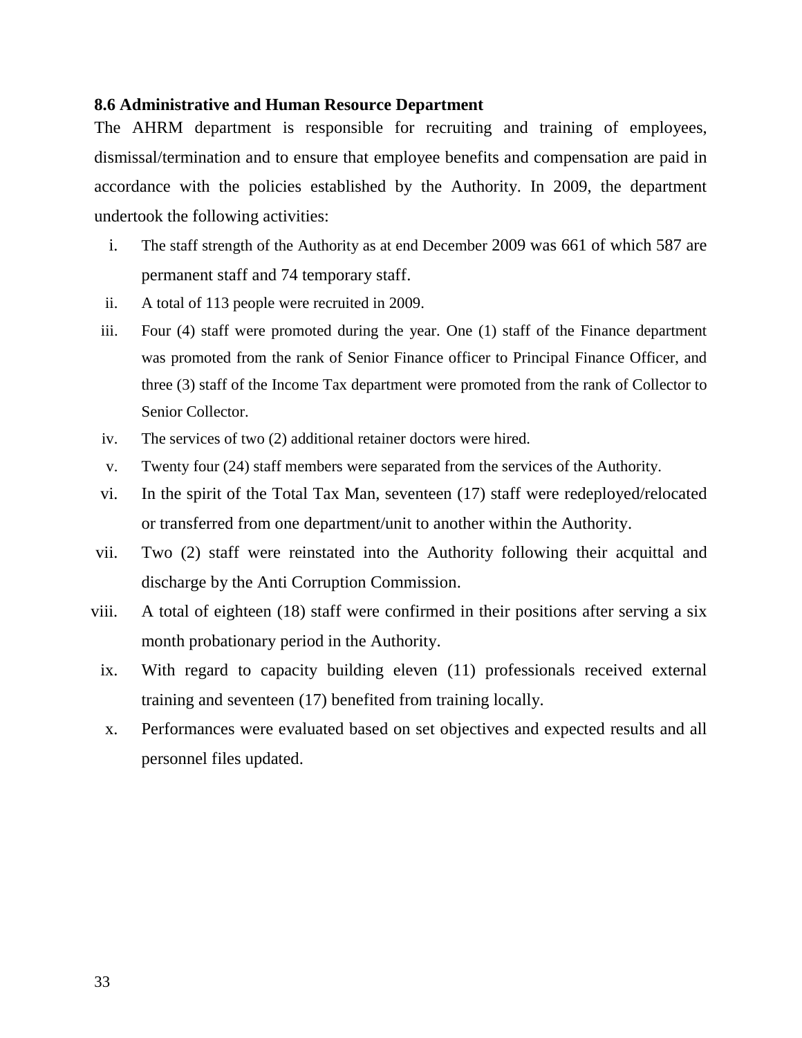### 8.6 Administrative and Human Resource Department

The AHRM department is responsible for recruiting and training of employees, dismissal/termination and to ensure that employee benefits and compensation are paid in accordance with the policies established by the Authority. In 2009, the department undertook the following activities:

i. The staff strength of the Authority as at end December 2009 was 661 of which 587 are permanent staff and 74 temporary staff.
ii. A total of 113 people were recruited in 2009.
iii. Four (4) staff were promoted during the year. One (1) staff of the Finance department was promoted from the rank of Senior Finance officer to Principal Finance Officer, and three (3) staff of the Income Tax department were promoted from the rank of Collector to Senior Collector.
iv. The services of two (2) additional retainer doctors were hired.
v. Twenty four (24) staff members were separated from the services of the Authority.
vi. In the spirit of the Total Tax Man, seventeen (17) staff were redeployed/relocated or transferred from one department/unit to another within the Authority.
vii. Two (2) staff were reinstated into the Authority following their acquittal and discharge by the Anti Corruption Commission.
viii. A total of eighteen (18) staff were confirmed in their positions after serving a six month probationary period in the Authority.
ix. With regard to capacity building eleven (11) professionals received external training and seventeen (17) benefited from training locally.
x. Performances were evaluated based on set objectives and expected results and all personnel files updated.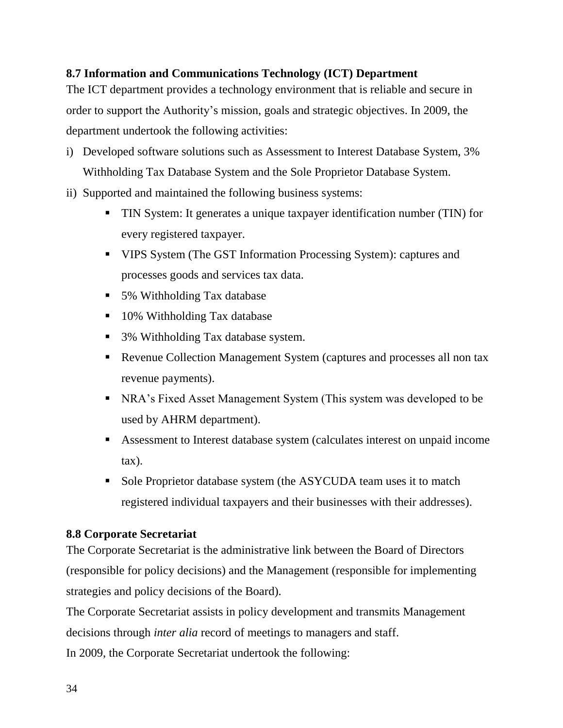### 8.7 Information and Communications Technology (ICT) Department

The ICT department provides a technology environment that is reliable and secure in order to support the Authority's mission, goals and strategic objectives. In 2009, the department undertook the following activities:

i) Developed software solutions such as Assessment to Interest Database System, 3% Withholding Tax Database System and the Sole Proprietor Database System.
ii) Supported and maintained the following business systems:
    - TIN System: It generates a unique taxpayer identification number (TIN) for every registered taxpayer.
    - VIPS System (The GST Information Processing System): captures and processes goods and services tax data.
    - 5% Withholding Tax database
    - 10% Withholding Tax database
    - 3% Withholding Tax database system.
    - Revenue Collection Management System (captures and processes all non tax revenue payments).
    - NRA's Fixed Asset Management System (This system was developed to be used by AHRM department).
    - Assessment to Interest database system (calculates interest on unpaid income tax).
    - Sole Proprietor database system (the ASYCUDA team uses it to match registered individual taxpayers and their businesses with their addresses).

### 8.8 Corporate Secretariat

The Corporate Secretariat is the administrative link between the Board of Directors (responsible for policy decisions) and the Management (responsible for implementing strategies and policy decisions of the Board).

The Corporate Secretariat assists in policy development and transmits Management decisions through *inter alia* record of meetings to managers and staff.

In 2009, the Corporate Secretariat undertook the following: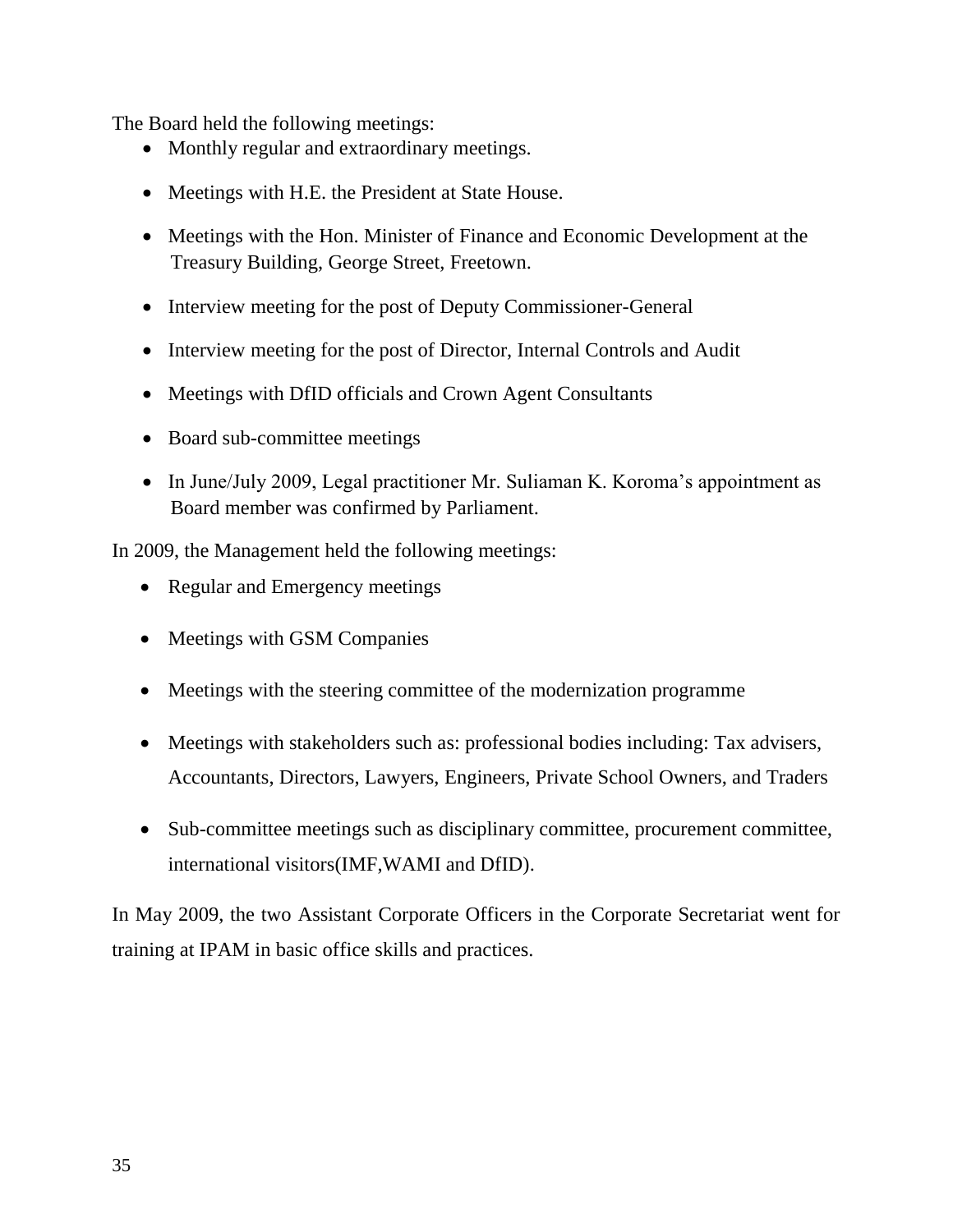The Board held the following meetings:

- Monthly regular and extraordinary meetings.
- Meetings with H.E. the President at State House.
- Meetings with the Hon. Minister of Finance and Economic Development at the Treasury Building, George Street, Freetown.
- Interview meeting for the post of Deputy Commissioner-General
- Interview meeting for the post of Director, Internal Controls and Audit
- Meetings with DfID officials and Crown Agent Consultants
- Board sub-committee meetings
- In June/July 2009, Legal practitioner Mr. Suliaman K. Koroma's appointment as Board member was confirmed by Parliament.

In 2009, the Management held the following meetings:

- Regular and Emergency meetings
- Meetings with GSM Companies
- Meetings with the steering committee of the modernization programme
- Meetings with stakeholders such as: professional bodies including: Tax advisers, Accountants, Directors, Lawyers, Engineers, Private School Owners, and Traders
- Sub-committee meetings such as disciplinary committee, procurement committee, international visitors(IMF,WAMI and DfID).

In May 2009, the two Assistant Corporate Officers in the Corporate Secretariat went for training at IPAM in basic office skills and practices.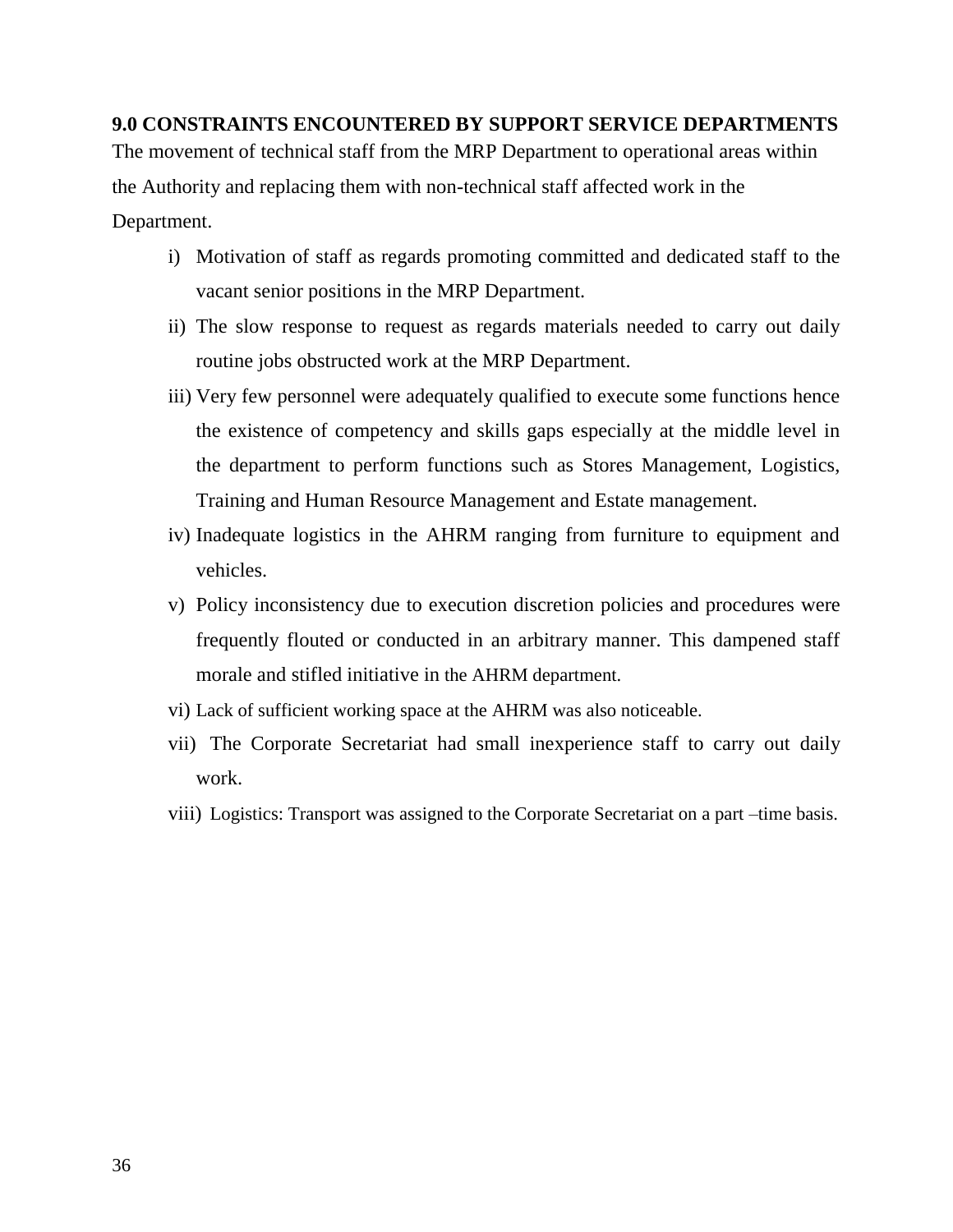## 9.0 CONSTRAINTS ENCOUNTERED BY SUPPORT SERVICE DEPARTMENTS

The movement of technical staff from the MRP Department to operational areas within the Authority and replacing them with non-technical staff affected work in the Department.

i) Motivation of staff as regards promoting committed and dedicated staff to the vacant senior positions in the MRP Department.

ii) The slow response to request as regards materials needed to carry out daily routine jobs obstructed work at the MRP Department.

iii) Very few personnel were adequately qualified to execute some functions hence the existence of competency and skills gaps especially at the middle level in the department to perform functions such as Stores Management, Logistics, Training and Human Resource Management and Estate management.

iv) Inadequate logistics in the AHRM ranging from furniture to equipment and vehicles.

v) Policy inconsistency due to execution discretion policies and procedures were frequently flouted or conducted in an arbitrary manner. This dampened staff morale and stifled initiative in the AHRM department.

vi) Lack of sufficient working space at the AHRM was also noticeable.

vii) The Corporate Secretariat had small inexperience staff to carry out daily work.

viii) Logistics: Transport was assigned to the Corporate Secretariat on a part –time basis.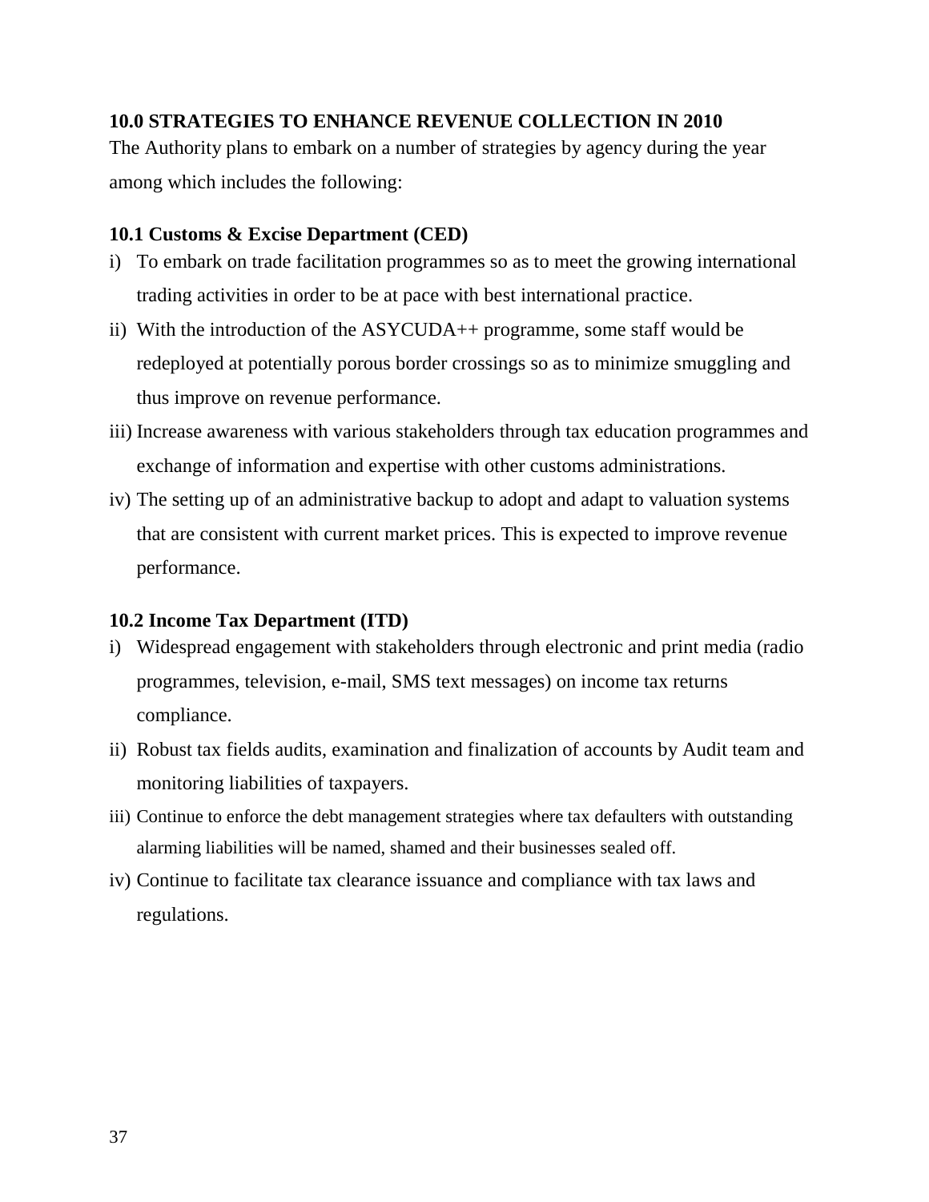## 10.0 STRATEGIES TO ENHANCE REVENUE COLLECTION IN 2010

The Authority plans to embark on a number of strategies by agency during the year among which includes the following:

### 10.1 Customs & Excise Department (CED)

i) To embark on trade facilitation programmes so as to meet the growing international trading activities in order to be at pace with best international practice.

ii) With the introduction of the ASYCUDA++ programme, some staff would be redeployed at potentially porous border crossings so as to minimize smuggling and thus improve on revenue performance.

iii) Increase awareness with various stakeholders through tax education programmes and exchange of information and expertise with other customs administrations.

iv) The setting up of an administrative backup to adopt and adapt to valuation systems that are consistent with current market prices. This is expected to improve revenue performance.

### 10.2 Income Tax Department (ITD)

i) Widespread engagement with stakeholders through electronic and print media (radio programmes, television, e-mail, SMS text messages) on income tax returns compliance.

ii) Robust tax fields audits, examination and finalization of accounts by Audit team and monitoring liabilities of taxpayers.

iii) Continue to enforce the debt management strategies where tax defaulters with outstanding alarming liabilities will be named, shamed and their businesses sealed off.

iv) Continue to facilitate tax clearance issuance and compliance with tax laws and regulations.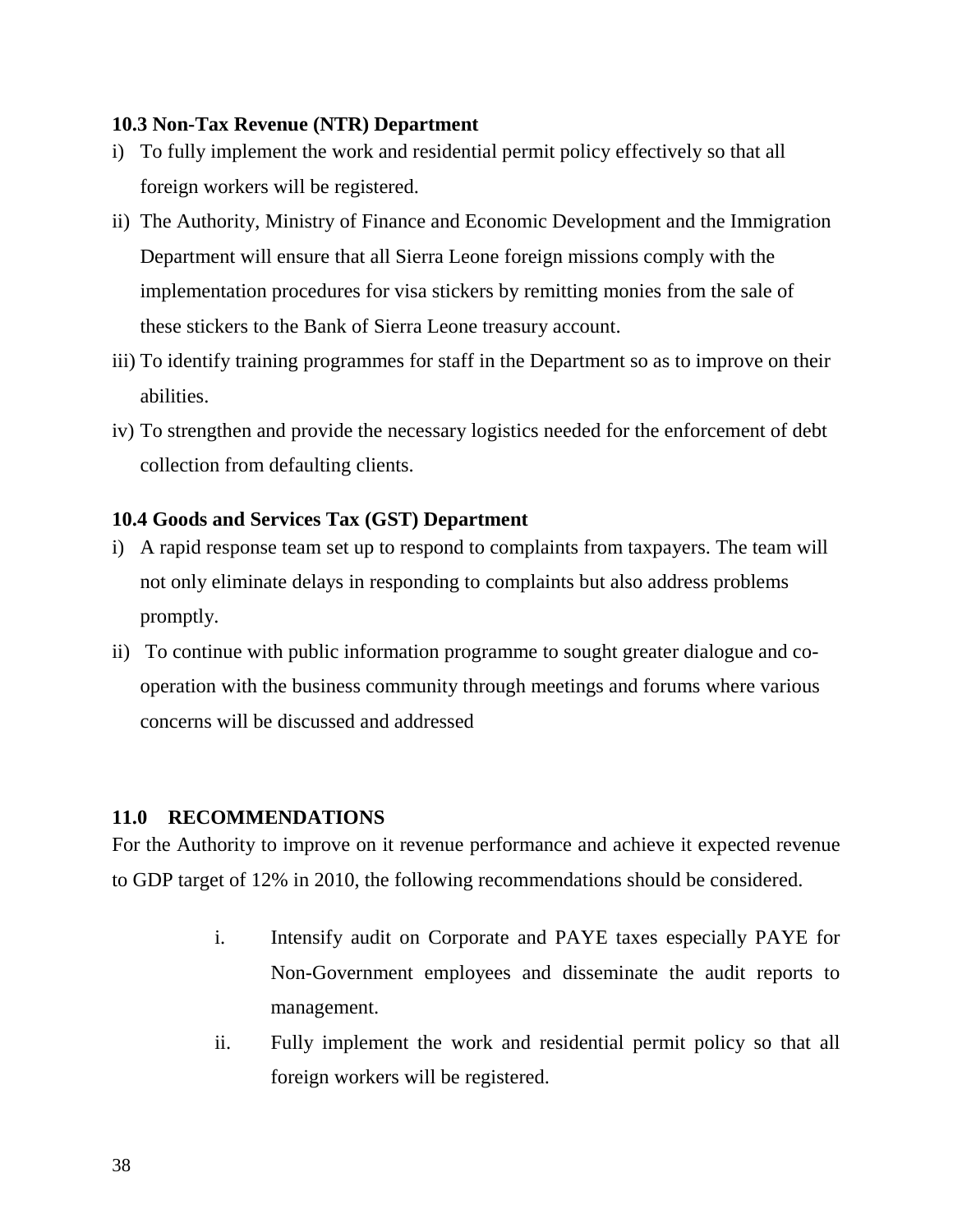### 10.3 Non-Tax Revenue (NTR) Department

i) To fully implement the work and residential permit policy effectively so that all foreign workers will be registered.

ii) The Authority, Ministry of Finance and Economic Development and the Immigration Department will ensure that all Sierra Leone foreign missions comply with the implementation procedures for visa stickers by remitting monies from the sale of these stickers to the Bank of Sierra Leone treasury account.

iii) To identify training programmes for staff in the Department so as to improve on their abilities.

iv) To strengthen and provide the necessary logistics needed for the enforcement of debt collection from defaulting clients.

### 10.4 Goods and Services Tax (GST) Department

i) A rapid response team set up to respond to complaints from taxpayers. The team will not only eliminate delays in responding to complaints but also address problems promptly.

ii) To continue with public information programme to sought greater dialogue and co-operation with the business community through meetings and forums where various concerns will be discussed and addressed

## 11.0 RECOMMENDATIONS

For the Authority to improve on it revenue performance and achieve it expected revenue to GDP target of 12% in 2010, the following recommendations should be considered.

i. Intensify audit on Corporate and PAYE taxes especially PAYE for Non-Government employees and disseminate the audit reports to management.

ii. Fully implement the work and residential permit policy so that all foreign workers will be registered.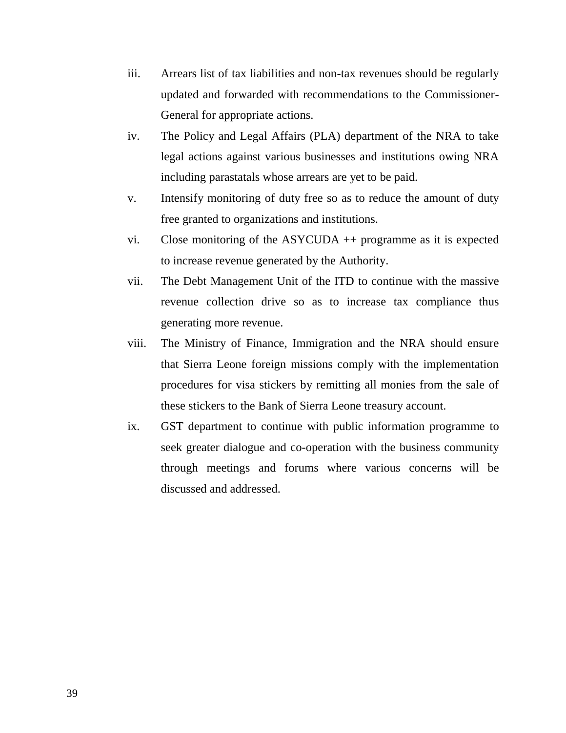iii. Arrears list of tax liabilities and non-tax revenues should be regularly updated and forwarded with recommendations to the Commissioner-General for appropriate actions.

iv. The Policy and Legal Affairs (PLA) department of the NRA to take legal actions against various businesses and institutions owing NRA including parastatals whose arrears are yet to be paid.

v. Intensify monitoring of duty free so as to reduce the amount of duty free granted to organizations and institutions.

vi. Close monitoring of the ASYCUDA ++ programme as it is expected to increase revenue generated by the Authority.

vii. The Debt Management Unit of the ITD to continue with the massive revenue collection drive so as to increase tax compliance thus generating more revenue.

viii. The Ministry of Finance, Immigration and the NRA should ensure that Sierra Leone foreign missions comply with the implementation procedures for visa stickers by remitting all monies from the sale of these stickers to the Bank of Sierra Leone treasury account.

ix. GST department to continue with public information programme to seek greater dialogue and co-operation with the business community through meetings and forums where various concerns will be discussed and addressed.